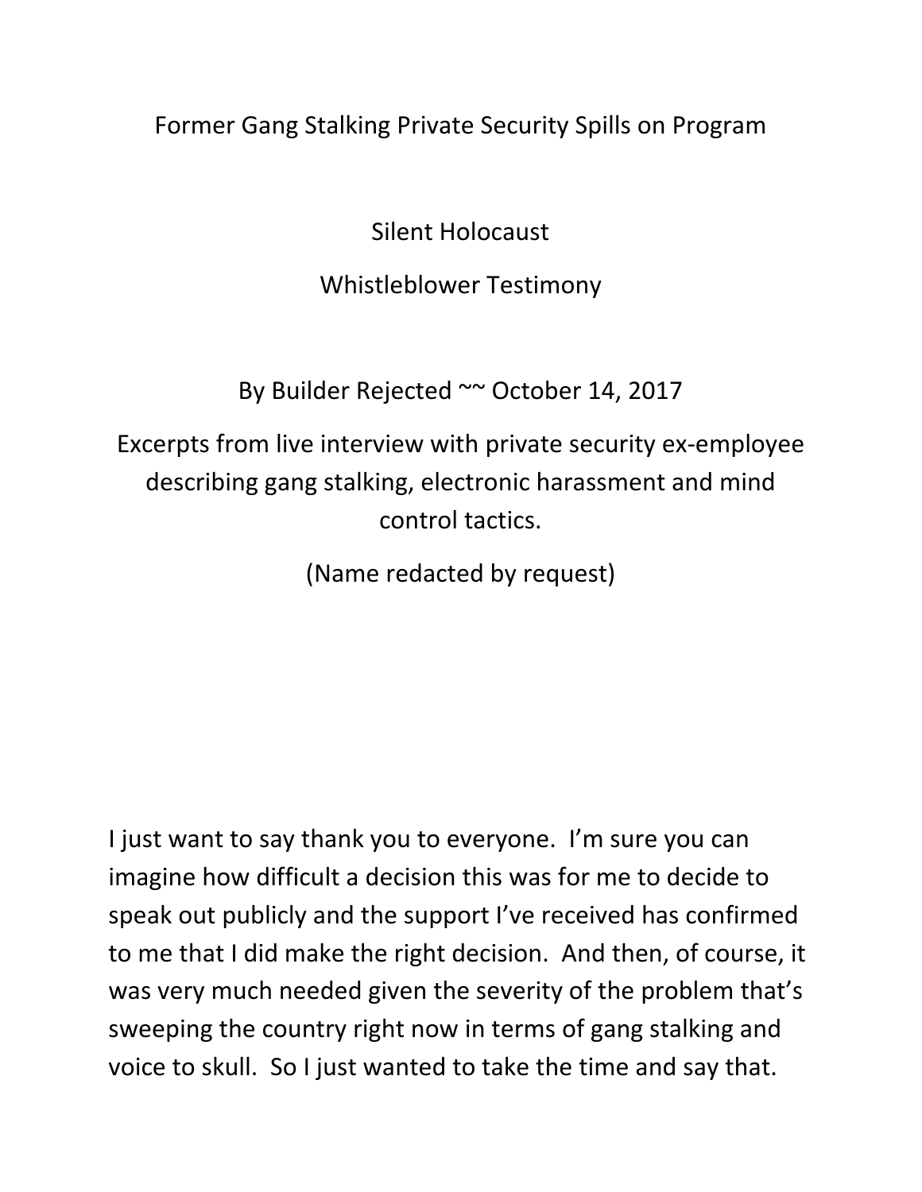# Former Gang Stalking Private Security Spills on Program

## Silent Holocaust

## Whistleblower Testimony

By Builder Rejected ~~ October 14, 2017

Excerpts from live interview with private security ex-employee describing gang stalking, electronic harassment and mind control tactics.

(Name redacted by request)

I just want to say thank you to everyone. I'm sure you can imagine how difficult a decision this was for me to decide to speak out publicly and the support I've received has confirmed to me that I did make the right decision. And then, of course, it was very much needed given the severity of the problem that's sweeping the country right now in terms of gang stalking and voice to skull. So I just wanted to take the time and say that.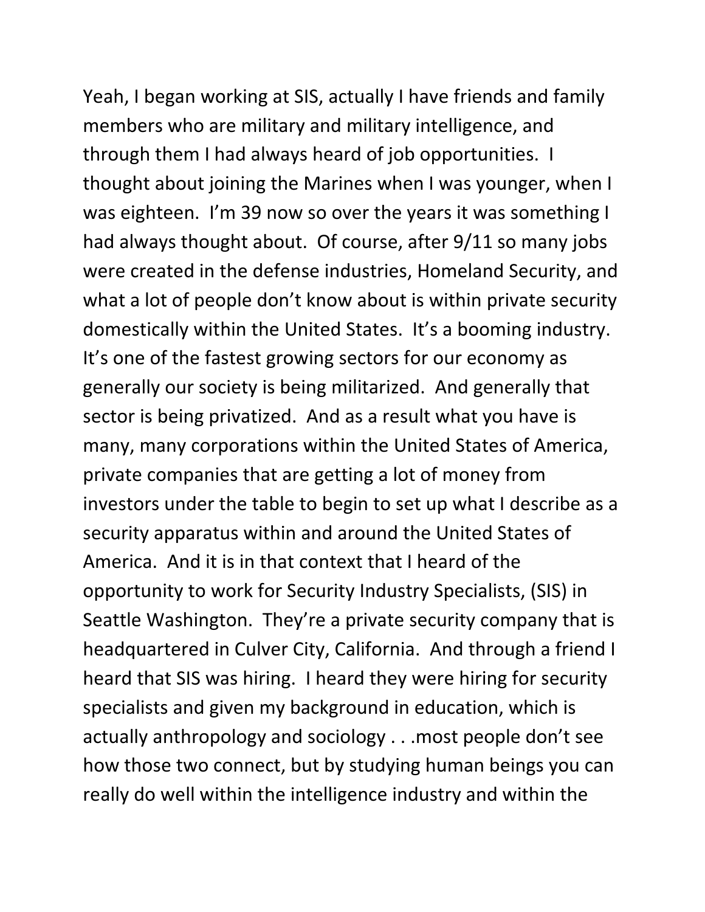Yeah, I began working at SIS, actually I have friends and family members who are military and military intelligence, and through them I had always heard of job opportunities. I thought about joining the Marines when I was younger, when I was eighteen. I'm 39 now so over the years it was something I had always thought about. Of course, after 9/11 so many jobs were created in the defense industries, Homeland Security, and what a lot of people don't know about is within private security domestically within the United States. It's a booming industry. It's one of the fastest growing sectors for our economy as generally our society is being militarized. And generally that sector is being privatized. And as a result what you have is many, many corporations within the United States of America, private companies that are getting a lot of money from investors under the table to begin to set up what I describe as a security apparatus within and around the United States of America. And it is in that context that I heard of the opportunity to work for Security Industry Specialists, (SIS) in Seattle Washington. They're a private security company that is headquartered in Culver City, California. And through a friend I heard that SIS was hiring. I heard they were hiring for security specialists and given my background in education, which is actually anthropology and sociology . . .most people don't see how those two connect, but by studying human beings you can really do well within the intelligence industry and within the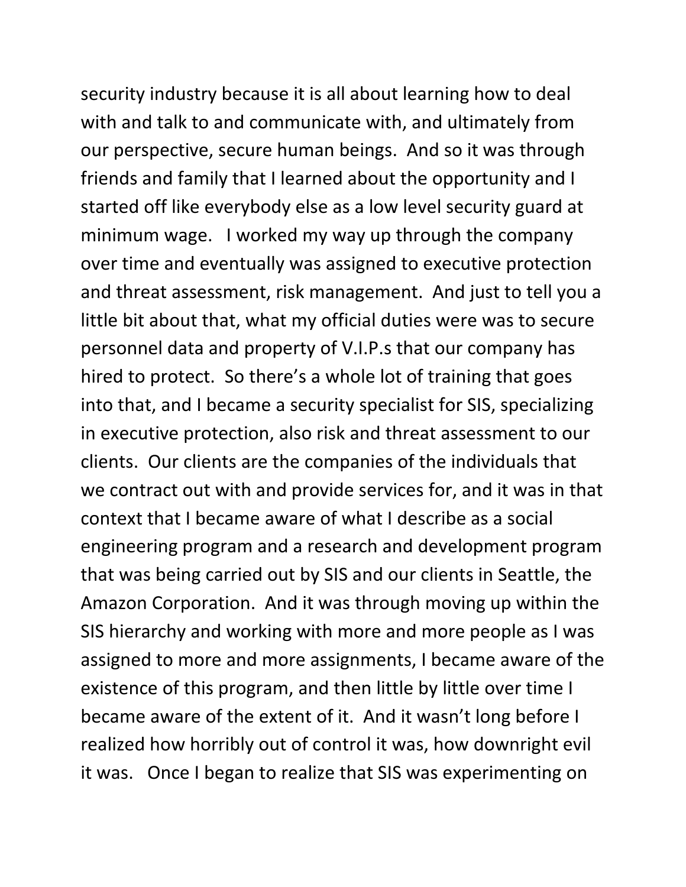security industry because it is all about learning how to deal with and talk to and communicate with, and ultimately from our perspective, secure human beings. And so it was through friends and family that I learned about the opportunity and I started off like everybody else as a low level security guard at minimum wage. I worked my way up through the company over time and eventually was assigned to executive protection and threat assessment, risk management. And just to tell you a little bit about that, what my official duties were was to secure personnel data and property of V.I.P.s that our company has hired to protect. So there's a whole lot of training that goes into that, and I became a security specialist for SIS, specializing in executive protection, also risk and threat assessment to our clients. Our clients are the companies of the individuals that we contract out with and provide services for, and it was in that context that I became aware of what I describe as a social engineering program and a research and development program that was being carried out by SIS and our clients in Seattle, the Amazon Corporation. And it was through moving up within the SIS hierarchy and working with more and more people as I was assigned to more and more assignments, I became aware of the existence of this program, and then little by little over time I became aware of the extent of it. And it wasn't long before I realized how horribly out of control it was, how downright evil it was. Once I began to realize that SIS was experimenting on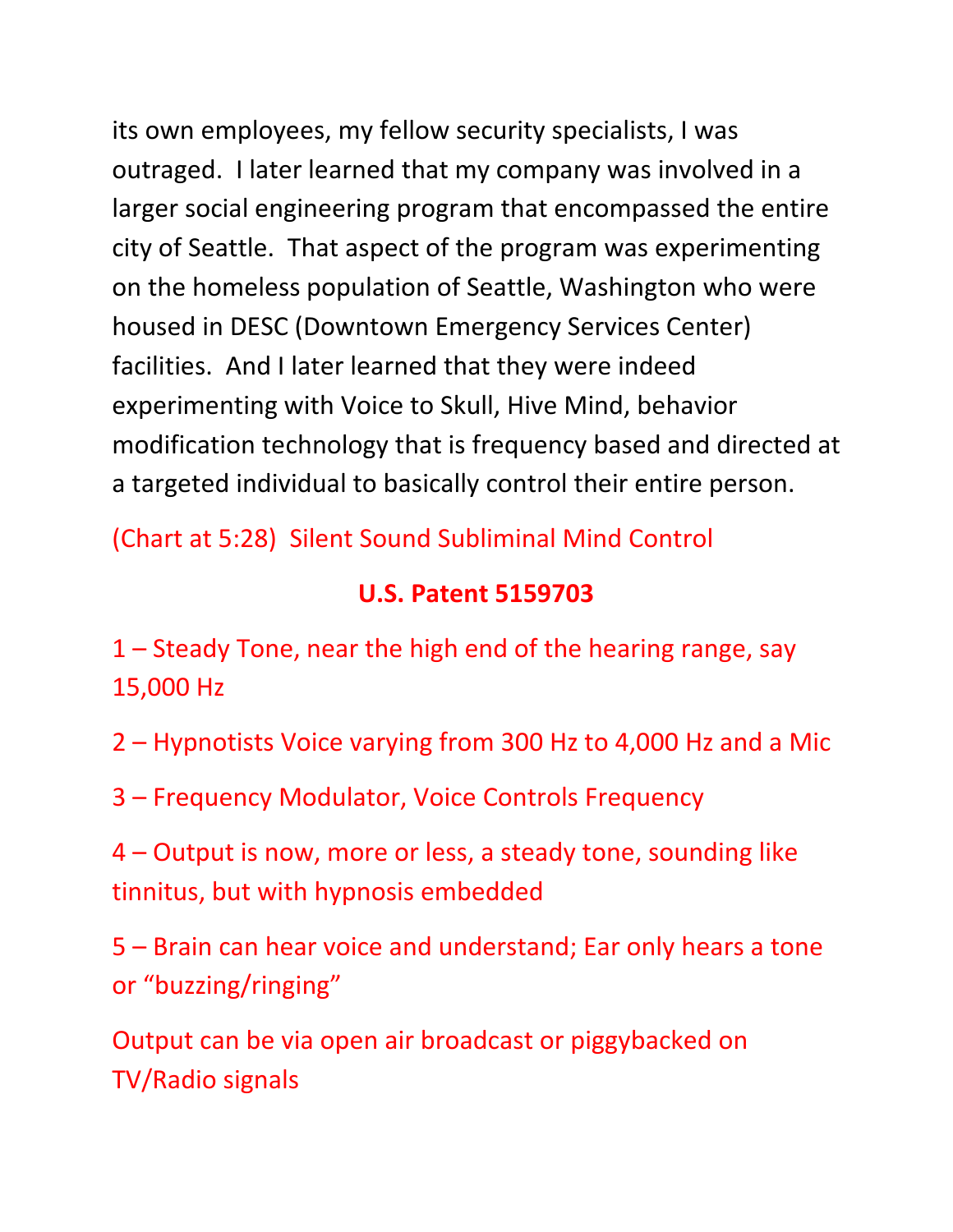its own employees, my fellow security specialists, I was outraged. I later learned that my company was involved in a larger social engineering program that encompassed the entire city of Seattle. That aspect of the program was experimenting on the homeless population of Seattle, Washington who were housed in DESC (Downtown Emergency Services Center) facilities. And I later learned that they were indeed experimenting with Voice to Skull, Hive Mind, behavior modification technology that is frequency based and directed at a targeted individual to basically control their entire person.

(Chart at 5:28) Silent Sound Subliminal Mind Control

**U.S. Patent 5159703**

1 – Steady Tone, near the high end of the hearing range, say 15,000 Hz

2 – Hypnotists Voice varying from 300 Hz to 4,000 Hz and a Mic

3 – Frequency Modulator, Voice Controls Frequency

4 – Output is now, more or less, a steady tone, sounding like tinnitus, but with hypnosis embedded

5 – Brain can hear voice and understand; Ear only hears a tone or "buzzing/ringing"

Output can be via open air broadcast or piggybacked on TV/Radio signals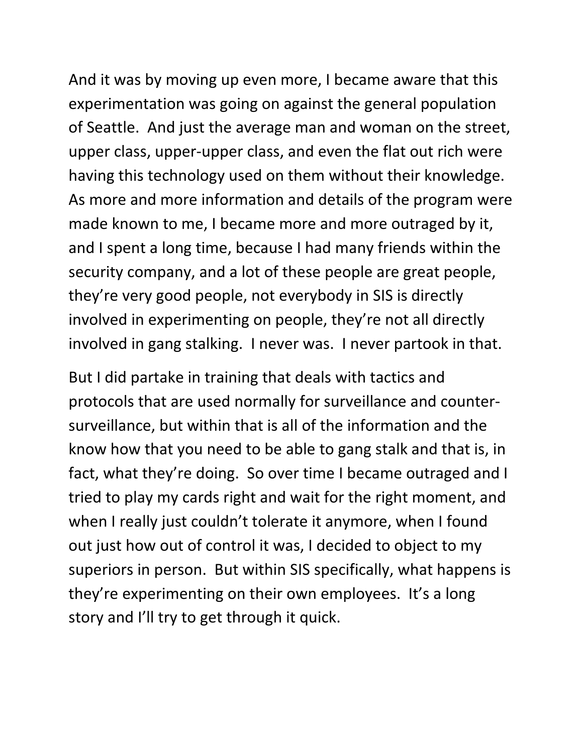And it was by moving up even more, I became aware that this experimentation was going on against the general population of Seattle. And just the average man and woman on the street, upper class, upper-upper class, and even the flat out rich were having this technology used on them without their knowledge. As more and more information and details of the program were made known to me, I became more and more outraged by it, and I spent a long time, because I had many friends within the security company, and a lot of these people are great people, they're very good people, not everybody in SIS is directly involved in experimenting on people, they're not all directly involved in gang stalking. I never was. I never partook in that.

But I did partake in training that deals with tactics and protocols that are used normally for surveillance and counter-surveillance, but within that is all of the information and the know how that you need to be able to gang stalk and that is, in fact, what they're doing. So over time I became outraged and I tried to play my cards right and wait for the right moment, and when I really just couldn't tolerate it anymore, when I found out just how out of control it was, I decided to object to my superiors in person. But within SIS specifically, what happens is they're experimenting on their own employees. It's a long story and I'll try to get through it quick.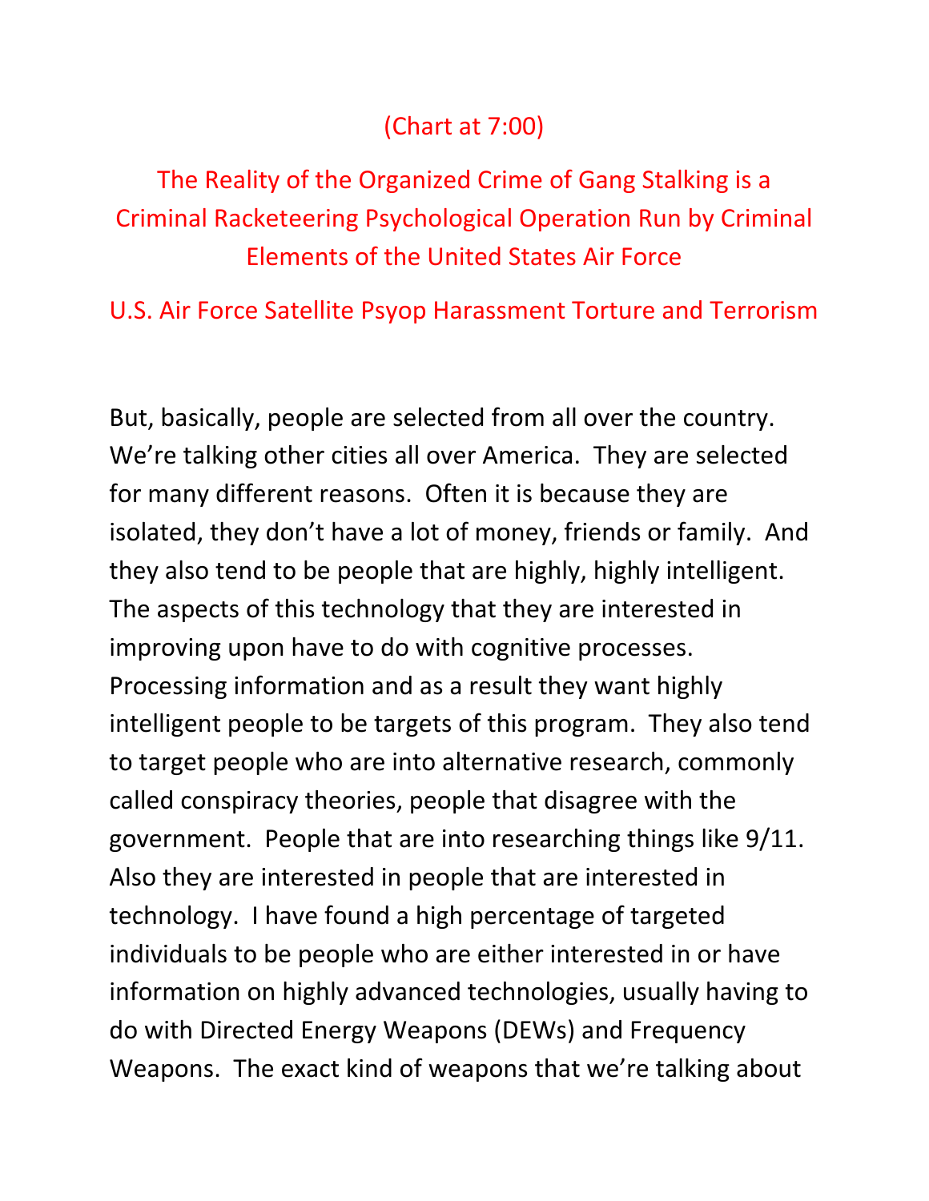(Chart at 7:00)

## The Reality of the Organized Crime of Gang Stalking is a Criminal Racketeering Psychological Operation Run by Criminal Elements of the United States Air Force

## U.S. Air Force Satellite Psyop Harassment Torture and Terrorism

But, basically, people are selected from all over the country. We're talking other cities all over America. They are selected for many different reasons. Often it is because they are isolated, they don't have a lot of money, friends or family. And they also tend to be people that are highly, highly intelligent. The aspects of this technology that they are interested in improving upon have to do with cognitive processes. Processing information and as a result they want highly intelligent people to be targets of this program. They also tend to target people who are into alternative research, commonly called conspiracy theories, people that disagree with the government. People that are into researching things like 9/11. Also they are interested in people that are interested in technology. I have found a high percentage of targeted individuals to be people who are either interested in or have information on highly advanced technologies, usually having to do with Directed Energy Weapons (DEWs) and Frequency Weapons. The exact kind of weapons that we're talking about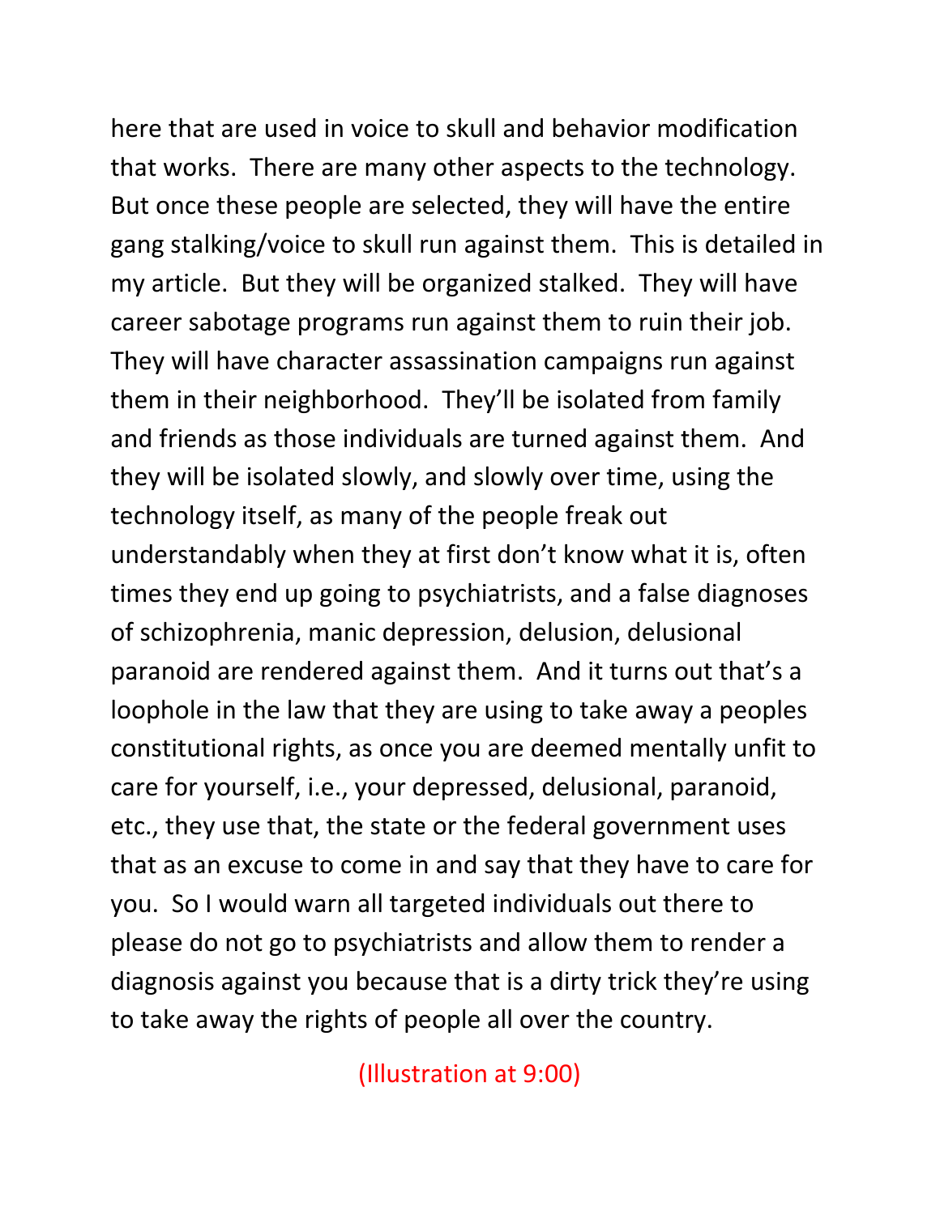here that are used in voice to skull and behavior modification that works. There are many other aspects to the technology. But once these people are selected, they will have the entire gang stalking/voice to skull run against them. This is detailed in my article. But they will be organized stalked. They will have career sabotage programs run against them to ruin their job. They will have character assassination campaigns run against them in their neighborhood. They'll be isolated from family and friends as those individuals are turned against them. And they will be isolated slowly, and slowly over time, using the technology itself, as many of the people freak out understandably when they at first don't know what it is, often times they end up going to psychiatrists, and a false diagnoses of schizophrenia, manic depression, delusion, delusional paranoid are rendered against them. And it turns out that's a loophole in the law that they are using to take away a peoples constitutional rights, as once you are deemed mentally unfit to care for yourself, i.e., your depressed, delusional, paranoid, etc., they use that, the state or the federal government uses that as an excuse to come in and say that they have to care for you. So I would warn all targeted individuals out there to please do not go to psychiatrists and allow them to render a diagnosis against you because that is a dirty trick they're using to take away the rights of people all over the country.

(Illustration at 9:00)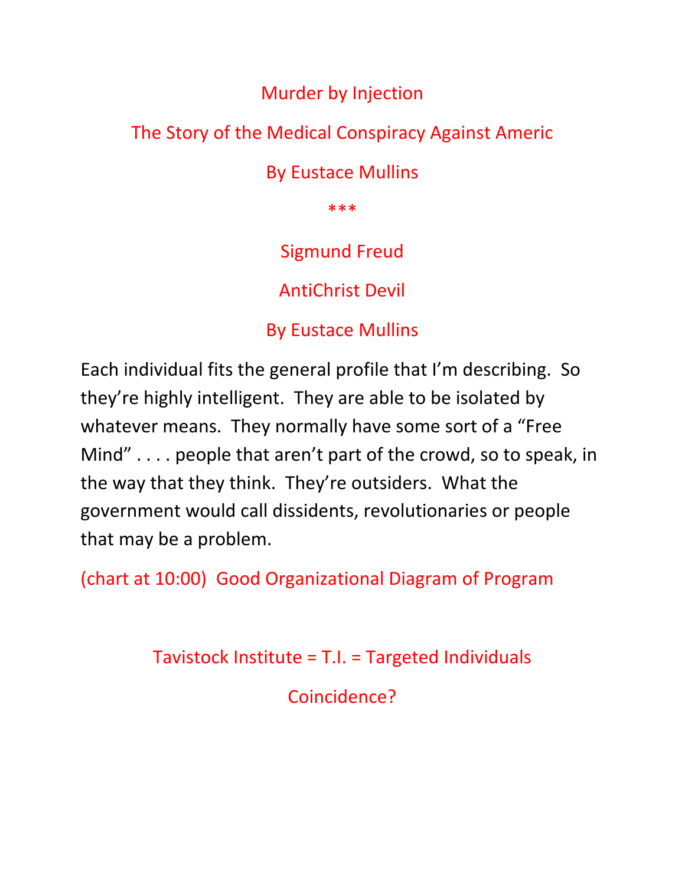Murder by Injection

The Story of the Medical Conspiracy Against Americ

By Eustace Mullins

***

Sigmund Freud

AntiChrist Devil

By Eustace Mullins

Each individual fits the general profile that I'm describing. So they're highly intelligent. They are able to be isolated by whatever means. They normally have some sort of a "Free Mind" . . . . people that aren't part of the crowd, so to speak, in the way that they think. They're outsiders. What the government would call dissidents, revolutionaries or people that may be a problem.

(chart at 10:00) Good Organizational Diagram of Program

Tavistock Institute = T.I. = Targeted Individuals

Coincidence?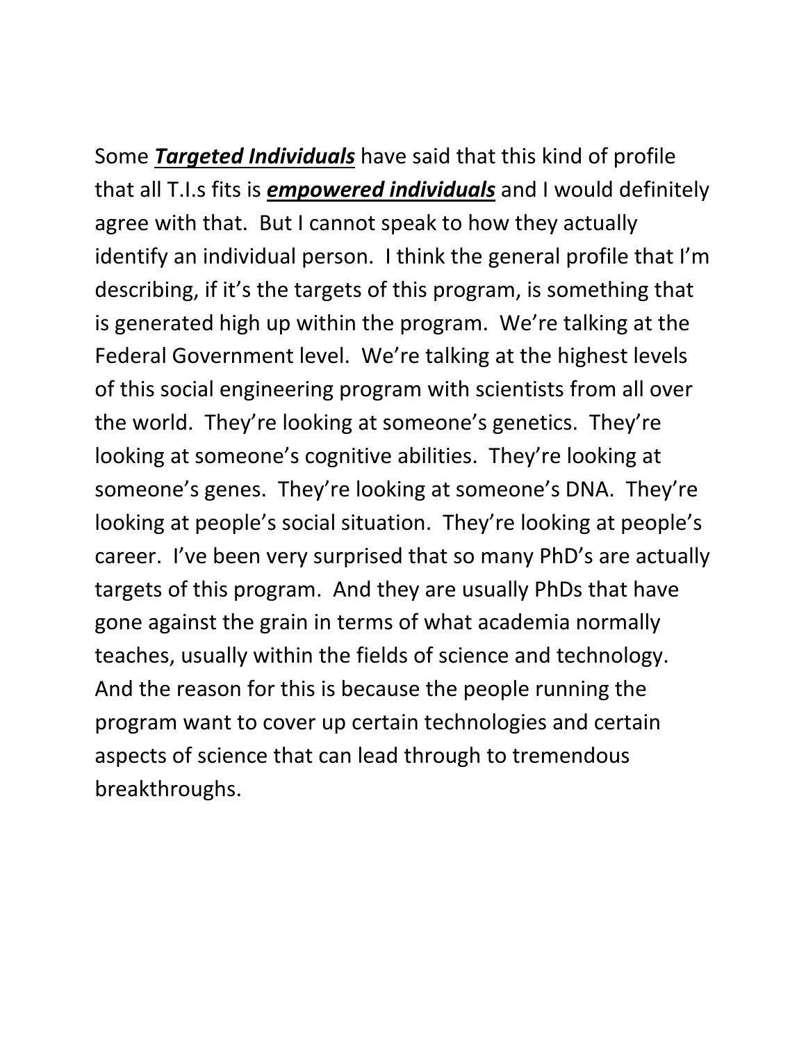Some ***<u>Targeted Individuals</u>*** have said that this kind of profile that all T.I.s fits is ***<u>empowered individuals</u>*** and I would definitely agree with that. But I cannot speak to how they actually identify an individual person. I think the general profile that I'm describing, if it's the targets of this program, is something that is generated high up within the program. We're talking at the Federal Government level. We're talking at the highest levels of this social engineering program with scientists from all over the world. They're looking at someone's genetics. They're looking at someone's cognitive abilities. They're looking at someone's genes. They're looking at someone's DNA. They're looking at people's social situation. They're looking at people's career. I've been very surprised that so many PhD's are actually targets of this program. And they are usually PhDs that have gone against the grain in terms of what academia normally teaches, usually within the fields of science and technology. And the reason for this is because the people running the program want to cover up certain technologies and certain aspects of science that can lead through to tremendous breakthroughs.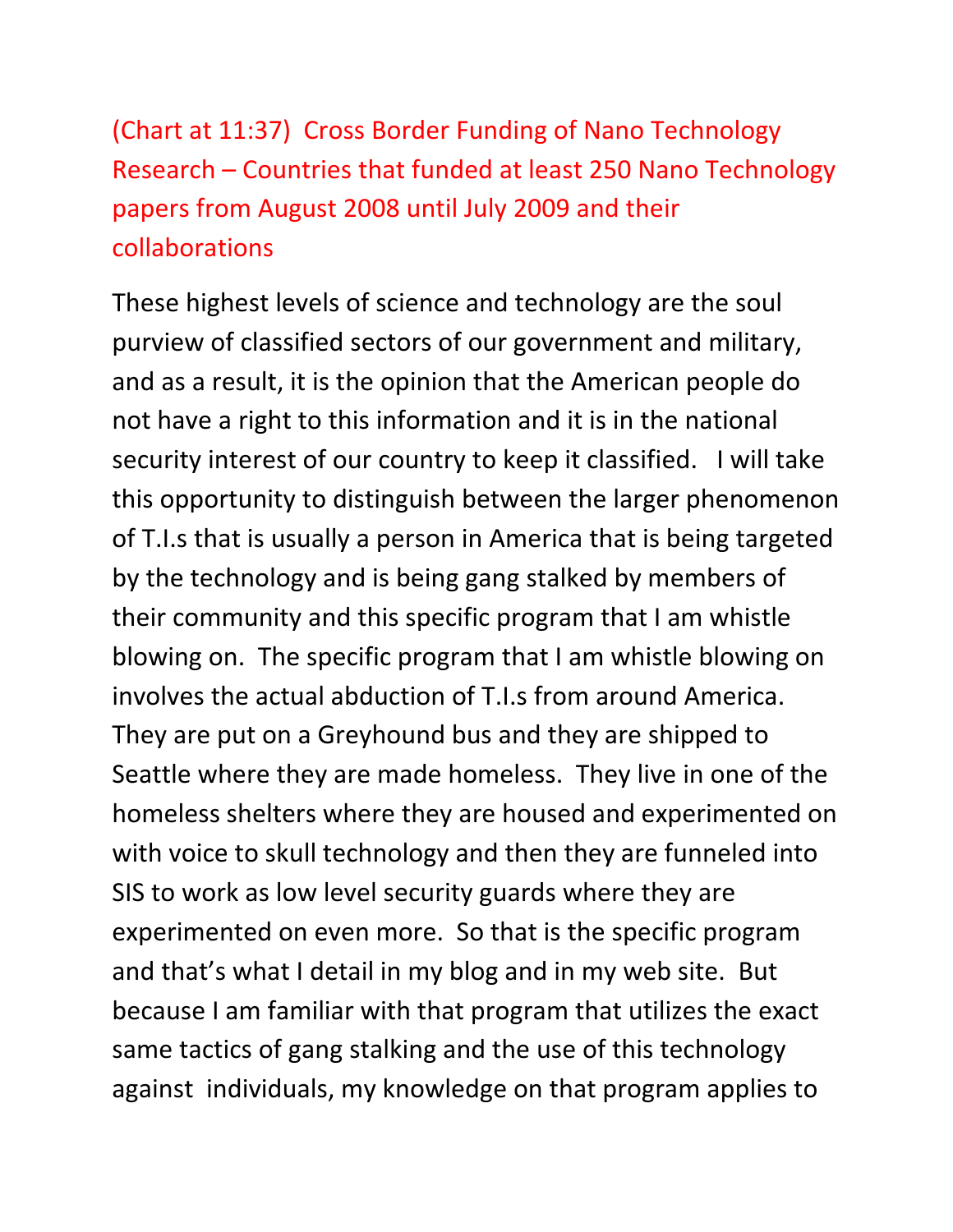(Chart at 11:37) Cross Border Funding of Nano Technology Research – Countries that funded at least 250 Nano Technology papers from August 2008 until July 2009 and their collaborations

These highest levels of science and technology are the soul purview of classified sectors of our government and military, and as a result, it is the opinion that the American people do not have a right to this information and it is in the national security interest of our country to keep it classified. I will take this opportunity to distinguish between the larger phenomenon of T.I.s that is usually a person in America that is being targeted by the technology and is being gang stalked by members of their community and this specific program that I am whistle blowing on. The specific program that I am whistle blowing on involves the actual abduction of T.I.s from around America. They are put on a Greyhound bus and they are shipped to Seattle where they are made homeless. They live in one of the homeless shelters where they are housed and experimented on with voice to skull technology and then they are funneled into SIS to work as low level security guards where they are experimented on even more. So that is the specific program and that's what I detail in my blog and in my web site. But because I am familiar with that program that utilizes the exact same tactics of gang stalking and the use of this technology against individuals, my knowledge on that program applies to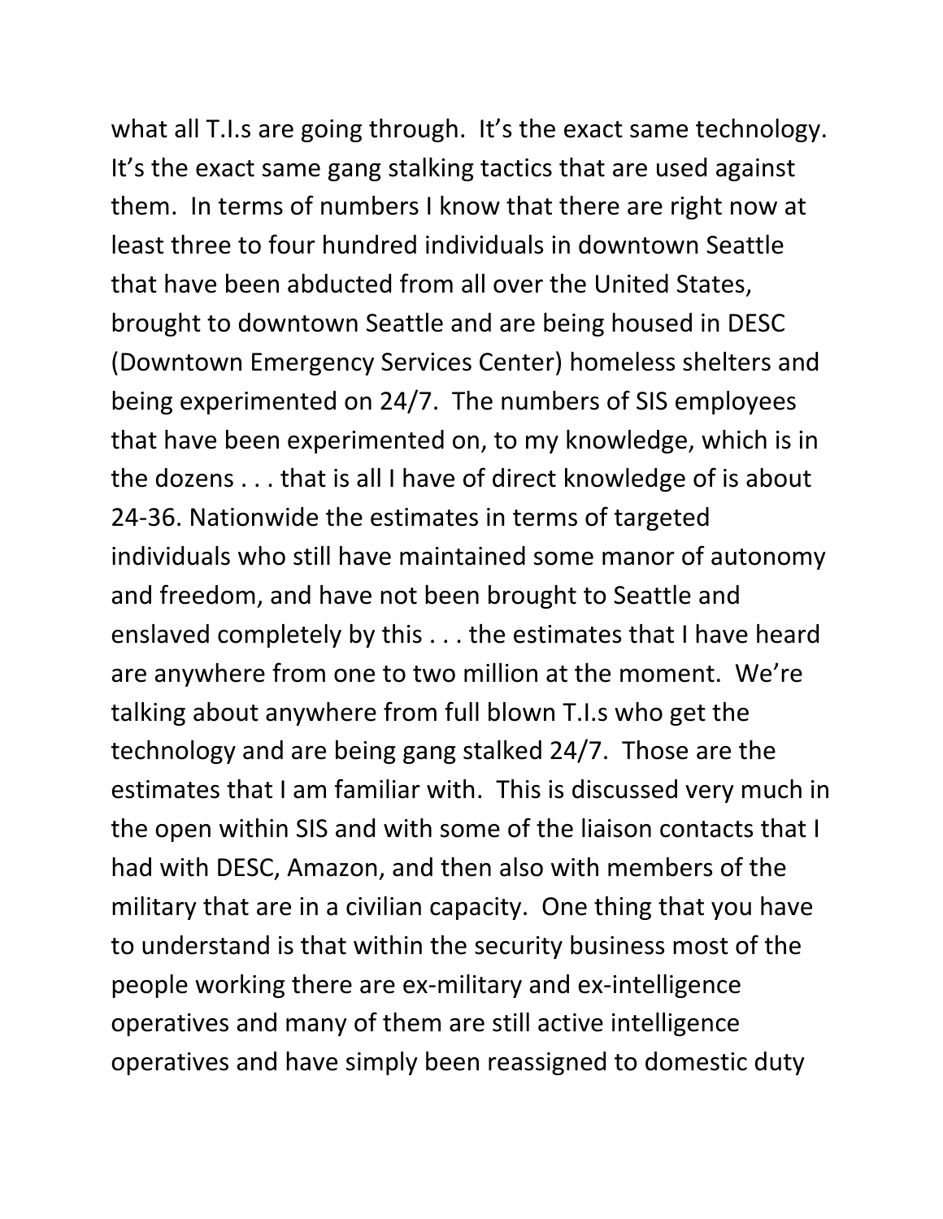what all T.I.s are going through. It's the exact same technology. It's the exact same gang stalking tactics that are used against them. In terms of numbers I know that there are right now at least three to four hundred individuals in downtown Seattle that have been abducted from all over the United States, brought to downtown Seattle and are being housed in DESC (Downtown Emergency Services Center) homeless shelters and being experimented on 24/7. The numbers of SIS employees that have been experimented on, to my knowledge, which is in the dozens . . . that is all I have of direct knowledge of is about 24-36. Nationwide the estimates in terms of targeted individuals who still have maintained some manor of autonomy and freedom, and have not been brought to Seattle and enslaved completely by this . . . the estimates that I have heard are anywhere from one to two million at the moment. We're talking about anywhere from full blown T.I.s who get the technology and are being gang stalked 24/7. Those are the estimates that I am familiar with. This is discussed very much in the open within SIS and with some of the liaison contacts that I had with DESC, Amazon, and then also with members of the military that are in a civilian capacity. One thing that you have to understand is that within the security business most of the people working there are ex-military and ex-intelligence operatives and many of them are still active intelligence operatives and have simply been reassigned to domestic duty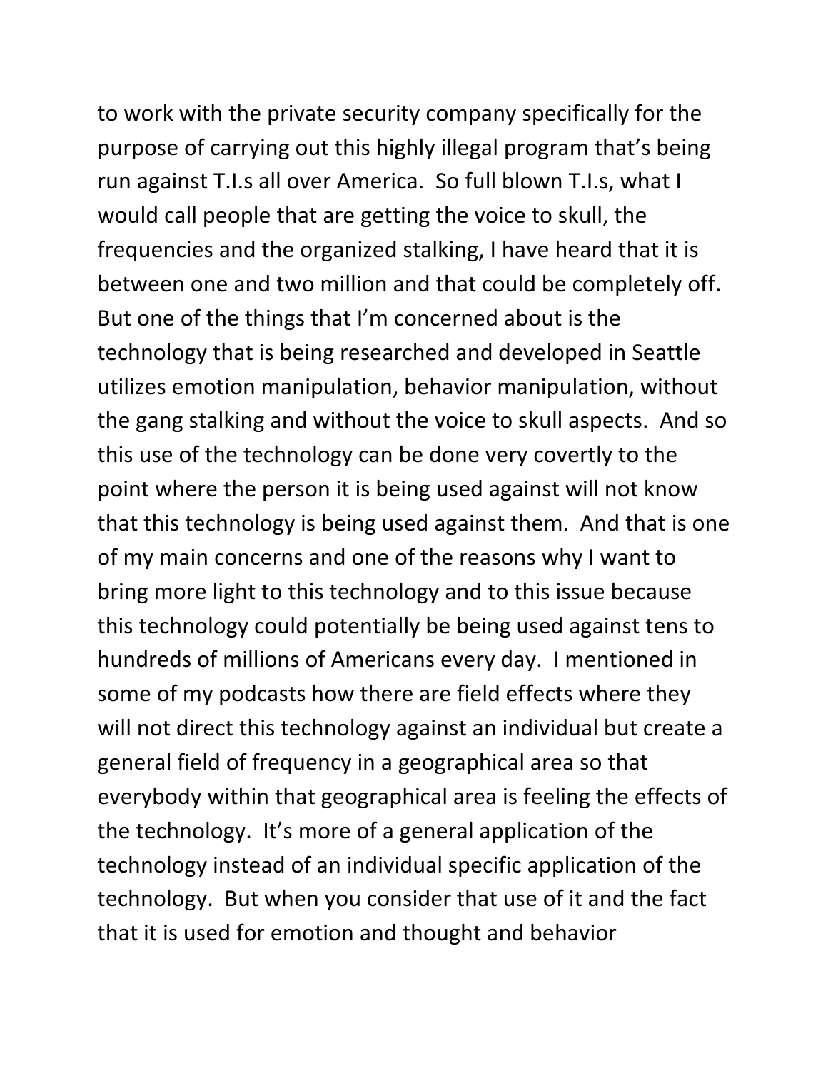to work with the private security company specifically for the purpose of carrying out this highly illegal program that's being run against T.I.s all over America. So full blown T.I.s, what I would call people that are getting the voice to skull, the frequencies and the organized stalking, I have heard that it is between one and two million and that could be completely off. But one of the things that I'm concerned about is the technology that is being researched and developed in Seattle utilizes emotion manipulation, behavior manipulation, without the gang stalking and without the voice to skull aspects. And so this use of the technology can be done very covertly to the point where the person it is being used against will not know that this technology is being used against them. And that is one of my main concerns and one of the reasons why I want to bring more light to this technology and to this issue because this technology could potentially be being used against tens to hundreds of millions of Americans every day. I mentioned in some of my podcasts how there are field effects where they will not direct this technology against an individual but create a general field of frequency in a geographical area so that everybody within that geographical area is feeling the effects of the technology. It's more of a general application of the technology instead of an individual specific application of the technology. But when you consider that use of it and the fact that it is used for emotion and thought and behavior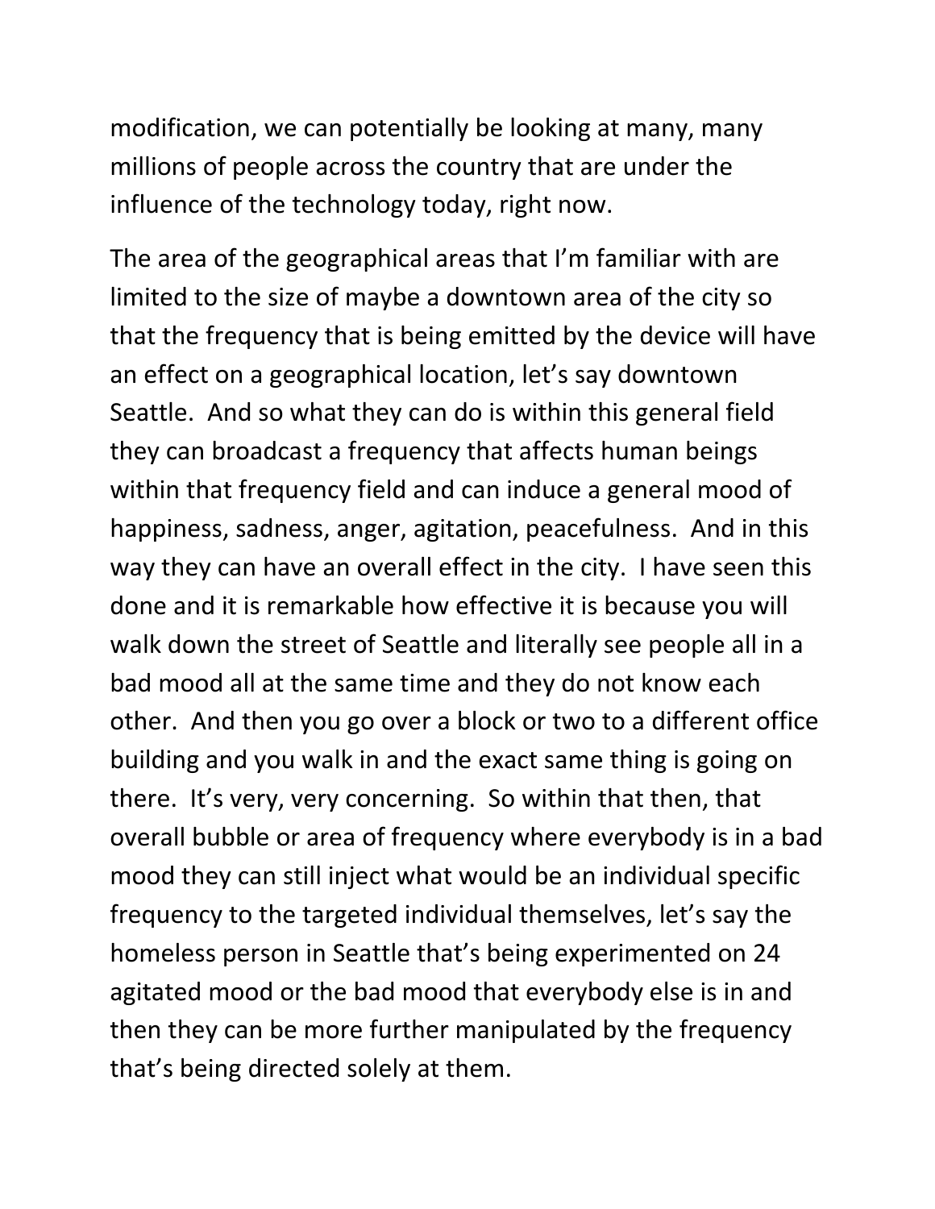modification, we can potentially be looking at many, many millions of people across the country that are under the influence of the technology today, right now.

The area of the geographical areas that I'm familiar with are limited to the size of maybe a downtown area of the city so that the frequency that is being emitted by the device will have an effect on a geographical location, let's say downtown Seattle. And so what they can do is within this general field they can broadcast a frequency that affects human beings within that frequency field and can induce a general mood of happiness, sadness, anger, agitation, peacefulness. And in this way they can have an overall effect in the city. I have seen this done and it is remarkable how effective it is because you will walk down the street of Seattle and literally see people all in a bad mood all at the same time and they do not know each other. And then you go over a block or two to a different office building and you walk in and the exact same thing is going on there. It's very, very concerning. So within that then, that overall bubble or area of frequency where everybody is in a bad mood they can still inject what would be an individual specific frequency to the targeted individual themselves, let's say the homeless person in Seattle that's being experimented on 24 agitated mood or the bad mood that everybody else is in and then they can be more further manipulated by the frequency that's being directed solely at them.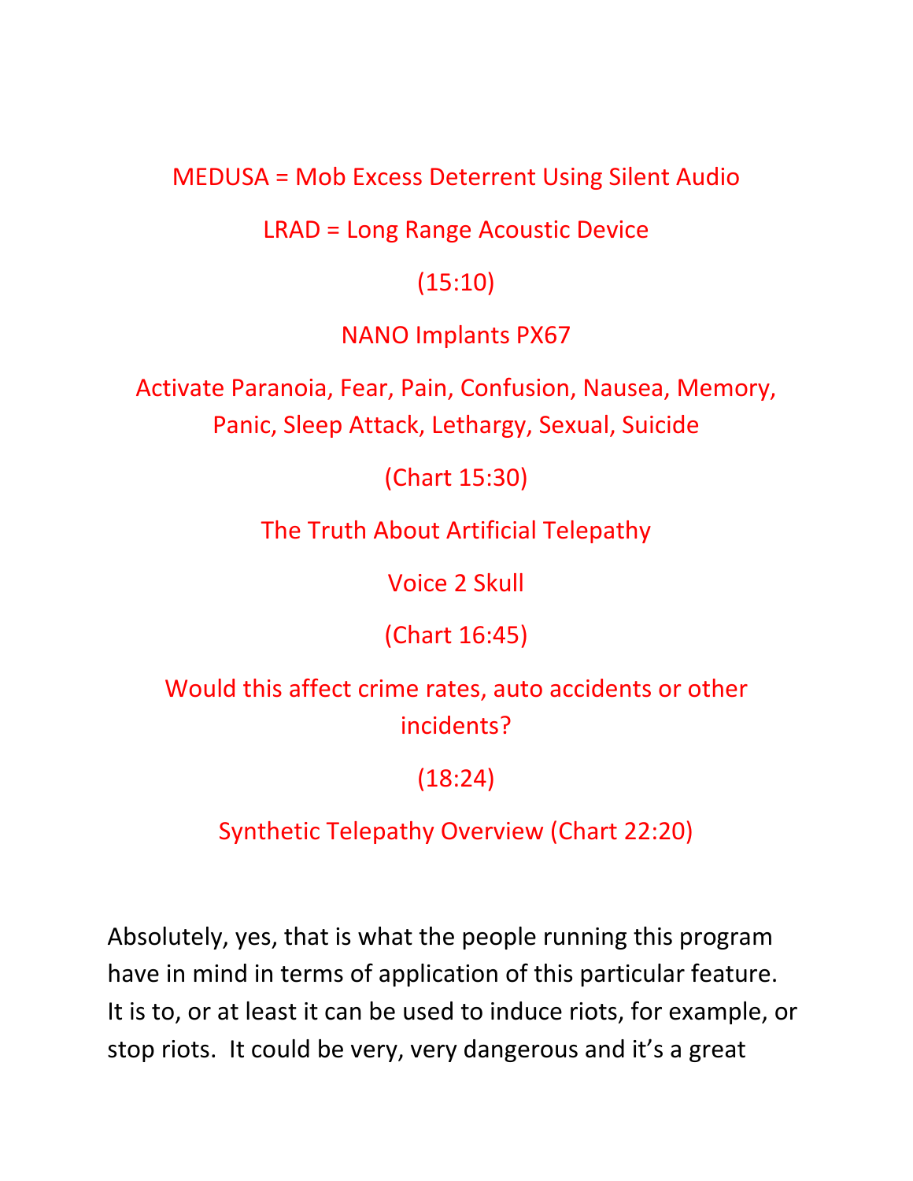MEDUSA = Mob Excess Deterrent Using Silent Audio

LRAD = Long Range Acoustic Device

(15:10)

NANO Implants PX67

Activate Paranoia, Fear, Pain, Confusion, Nausea, Memory, Panic, Sleep Attack, Lethargy, Sexual, Suicide

(Chart 15:30)

The Truth About Artificial Telepathy

Voice 2 Skull

(Chart 16:45)

Would this affect crime rates, auto accidents or other incidents?

(18:24)

Synthetic Telepathy Overview (Chart 22:20)

Absolutely, yes, that is what the people running this program have in mind in terms of application of this particular feature. It is to, or at least it can be used to induce riots, for example, or stop riots. It could be very, very dangerous and it's a great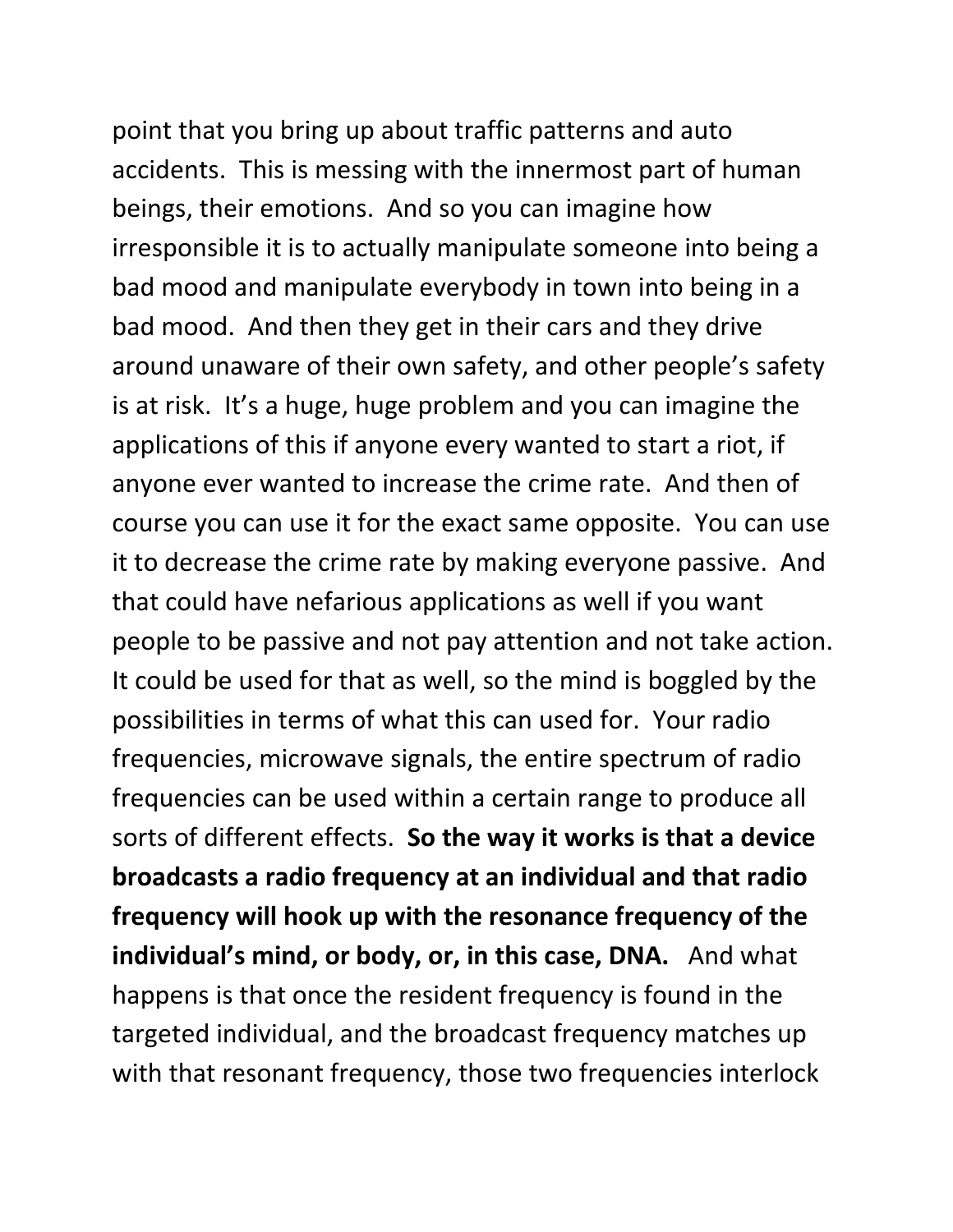point that you bring up about traffic patterns and auto accidents. This is messing with the innermost part of human beings, their emotions. And so you can imagine how irresponsible it is to actually manipulate someone into being a bad mood and manipulate everybody in town into being in a bad mood. And then they get in their cars and they drive around unaware of their own safety, and other people's safety is at risk. It's a huge, huge problem and you can imagine the applications of this if anyone every wanted to start a riot, if anyone ever wanted to increase the crime rate. And then of course you can use it for the exact same opposite. You can use it to decrease the crime rate by making everyone passive. And that could have nefarious applications as well if you want people to be passive and not pay attention and not take action. It could be used for that as well, so the mind is boggled by the possibilities in terms of what this can used for. Your radio frequencies, microwave signals, the entire spectrum of radio frequencies can be used within a certain range to produce all sorts of different effects. **So the way it works is that a device broadcasts a radio frequency at an individual and that radio frequency will hook up with the resonance frequency of the individual's mind, or body, or, in this case, DNA.** And what happens is that once the resident frequency is found in the targeted individual, and the broadcast frequency matches up with that resonant frequency, those two frequencies interlock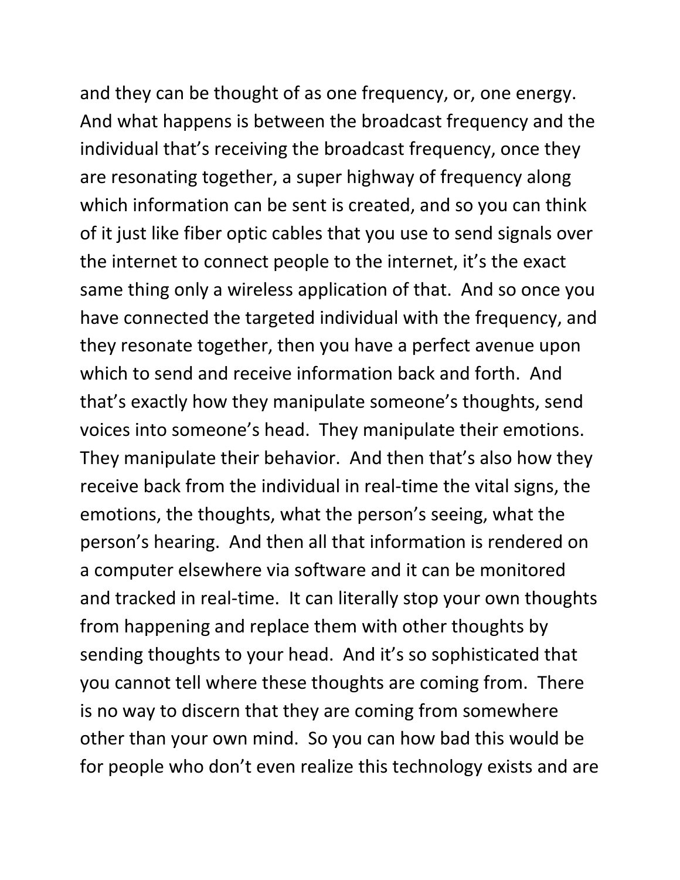and they can be thought of as one frequency, or, one energy. And what happens is between the broadcast frequency and the individual that's receiving the broadcast frequency, once they are resonating together, a super highway of frequency along which information can be sent is created, and so you can think of it just like fiber optic cables that you use to send signals over the internet to connect people to the internet, it's the exact same thing only a wireless application of that. And so once you have connected the targeted individual with the frequency, and they resonate together, then you have a perfect avenue upon which to send and receive information back and forth. And that's exactly how they manipulate someone's thoughts, send voices into someone's head. They manipulate their emotions. They manipulate their behavior. And then that's also how they receive back from the individual in real-time the vital signs, the emotions, the thoughts, what the person's seeing, what the person's hearing. And then all that information is rendered on a computer elsewhere via software and it can be monitored and tracked in real-time. It can literally stop your own thoughts from happening and replace them with other thoughts by sending thoughts to your head. And it's so sophisticated that you cannot tell where these thoughts are coming from. There is no way to discern that they are coming from somewhere other than your own mind. So you can how bad this would be for people who don't even realize this technology exists and are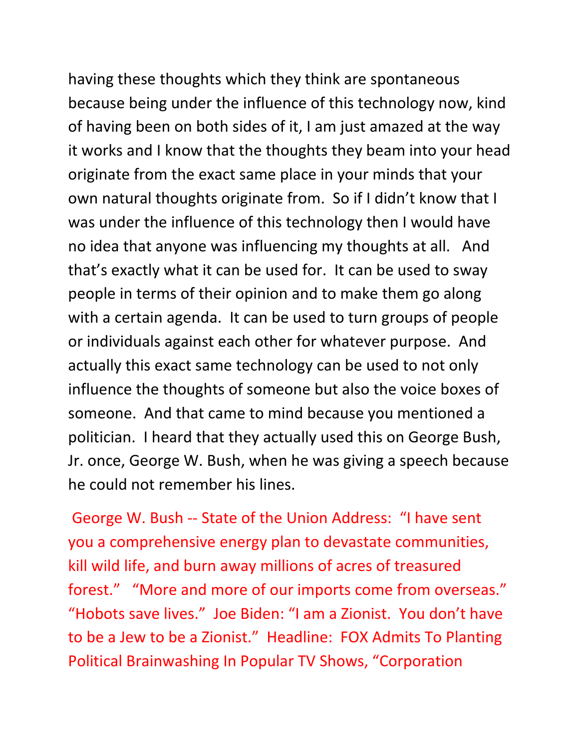having these thoughts which they think are spontaneous because being under the influence of this technology now, kind of having been on both sides of it, I am just amazed at the way it works and I know that the thoughts they beam into your head originate from the exact same place in your minds that your own natural thoughts originate from. So if I didn't know that I was under the influence of this technology then I would have no idea that anyone was influencing my thoughts at all. And that's exactly what it can be used for. It can be used to sway people in terms of their opinion and to make them go along with a certain agenda. It can be used to turn groups of people or individuals against each other for whatever purpose. And actually this exact same technology can be used to not only influence the thoughts of someone but also the voice boxes of someone. And that came to mind because you mentioned a politician. I heard that they actually used this on George Bush, Jr. once, George W. Bush, when he was giving a speech because he could not remember his lines.

George W. Bush -- State of the Union Address: "I have sent you a comprehensive energy plan to devastate communities, kill wild life, and burn away millions of acres of treasured forest." "More and more of our imports come from overseas." "Hobots save lives." Joe Biden: "I am a Zionist. You don't have to be a Jew to be a Zionist." Headline: FOX Admits To Planting Political Brainwashing In Popular TV Shows, "Corporation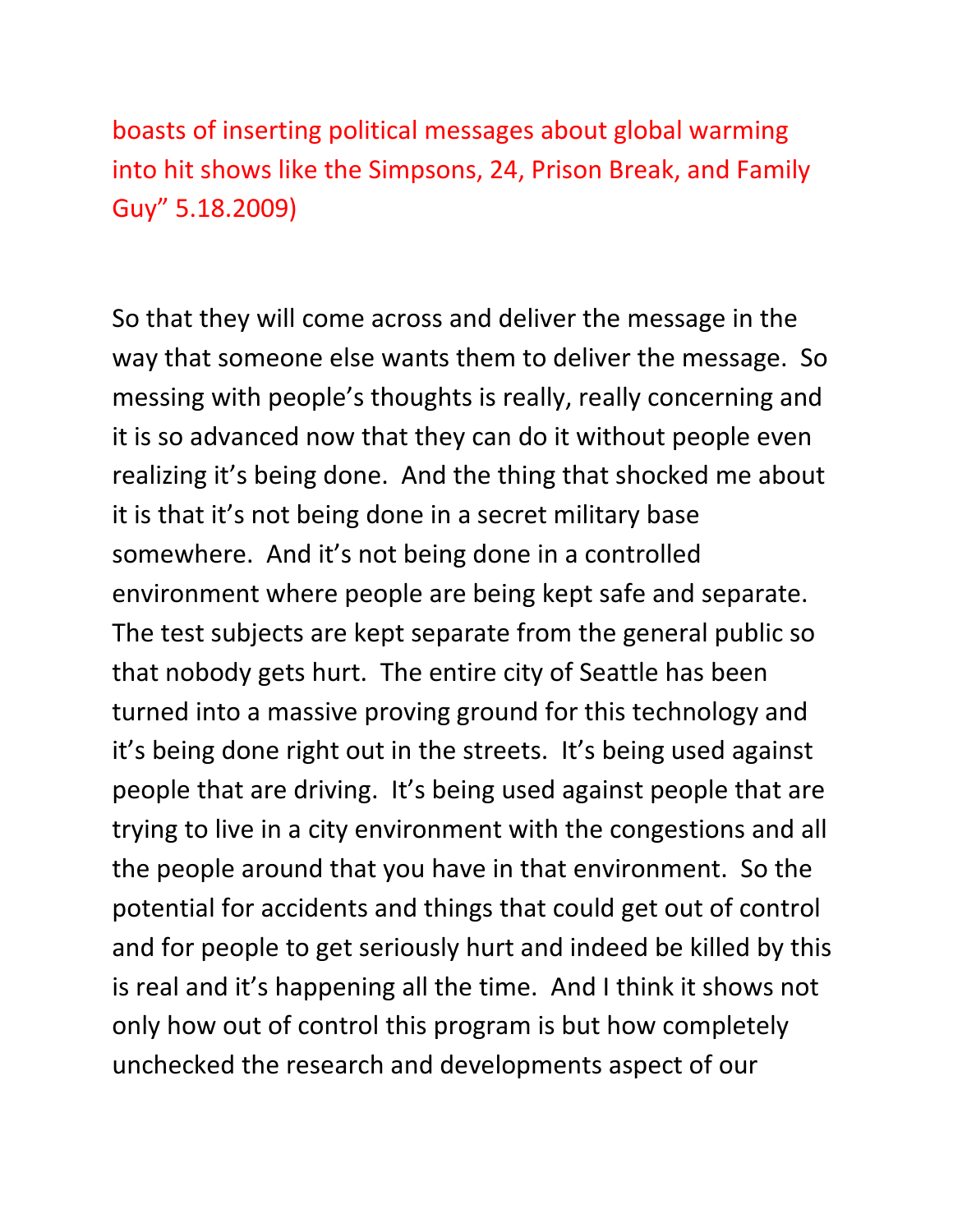boasts of inserting political messages about global warming into hit shows like the Simpsons, 24, Prison Break, and Family Guy" 5.18.2009)

So that they will come across and deliver the message in the way that someone else wants them to deliver the message. So messing with people's thoughts is really, really concerning and it is so advanced now that they can do it without people even realizing it's being done. And the thing that shocked me about it is that it's not being done in a secret military base somewhere. And it's not being done in a controlled environment where people are being kept safe and separate. The test subjects are kept separate from the general public so that nobody gets hurt. The entire city of Seattle has been turned into a massive proving ground for this technology and it's being done right out in the streets. It's being used against people that are driving. It's being used against people that are trying to live in a city environment with the congestions and all the people around that you have in that environment. So the potential for accidents and things that could get out of control and for people to get seriously hurt and indeed be killed by this is real and it's happening all the time. And I think it shows not only how out of control this program is but how completely unchecked the research and developments aspect of our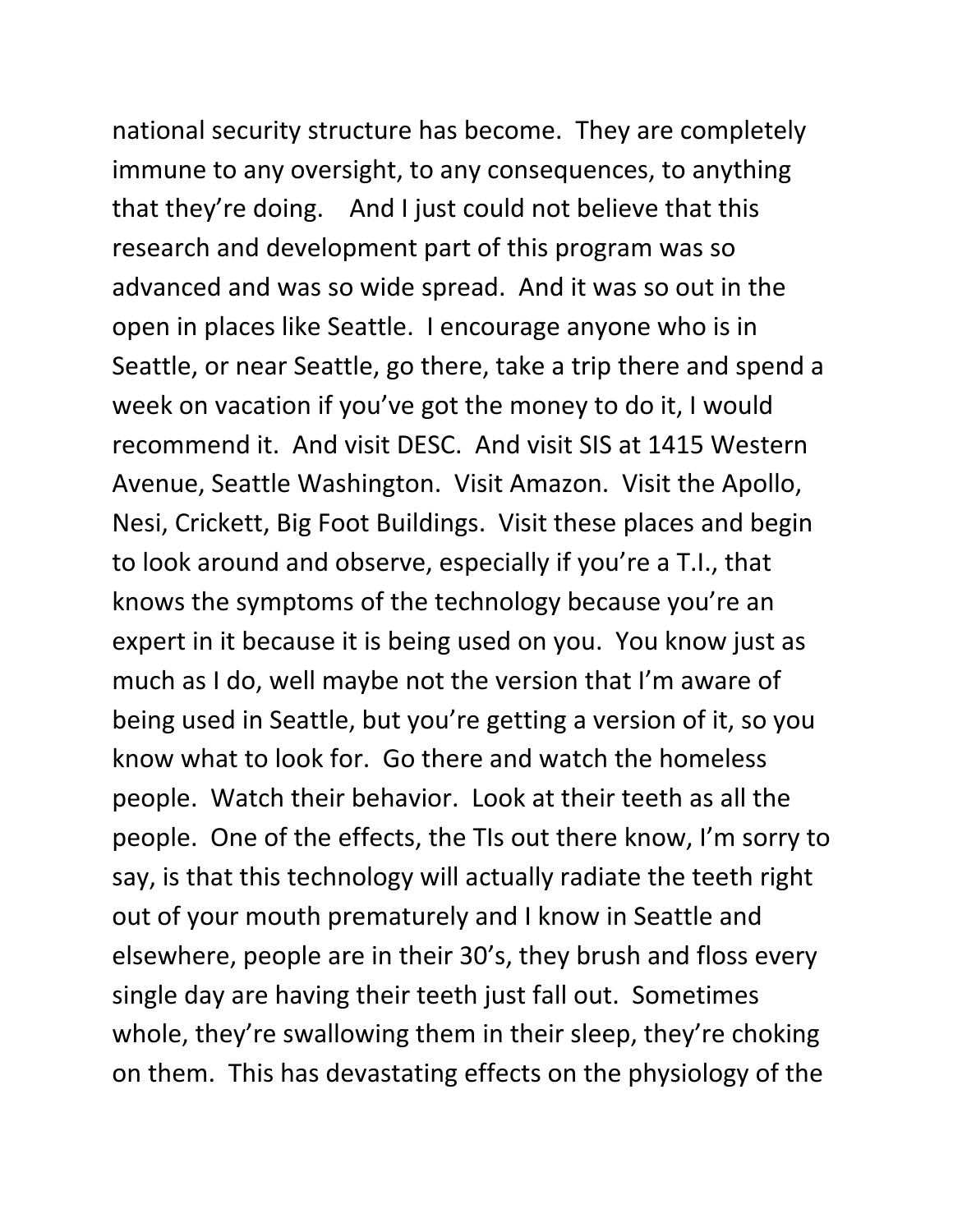national security structure has become. They are completely immune to any oversight, to any consequences, to anything that they're doing. And I just could not believe that this research and development part of this program was so advanced and was so wide spread. And it was so out in the open in places like Seattle. I encourage anyone who is in Seattle, or near Seattle, go there, take a trip there and spend a week on vacation if you've got the money to do it, I would recommend it. And visit DESC. And visit SIS at 1415 Western Avenue, Seattle Washington. Visit Amazon. Visit the Apollo, Nesi, Crickett, Big Foot Buildings. Visit these places and begin to look around and observe, especially if you're a T.I., that knows the symptoms of the technology because you're an expert in it because it is being used on you. You know just as much as I do, well maybe not the version that I'm aware of being used in Seattle, but you're getting a version of it, so you know what to look for. Go there and watch the homeless people. Watch their behavior. Look at their teeth as all the people. One of the effects, the TIs out there know, I'm sorry to say, is that this technology will actually radiate the teeth right out of your mouth prematurely and I know in Seattle and elsewhere, people are in their 30's, they brush and floss every single day are having their teeth just fall out. Sometimes whole, they're swallowing them in their sleep, they're choking on them. This has devastating effects on the physiology of the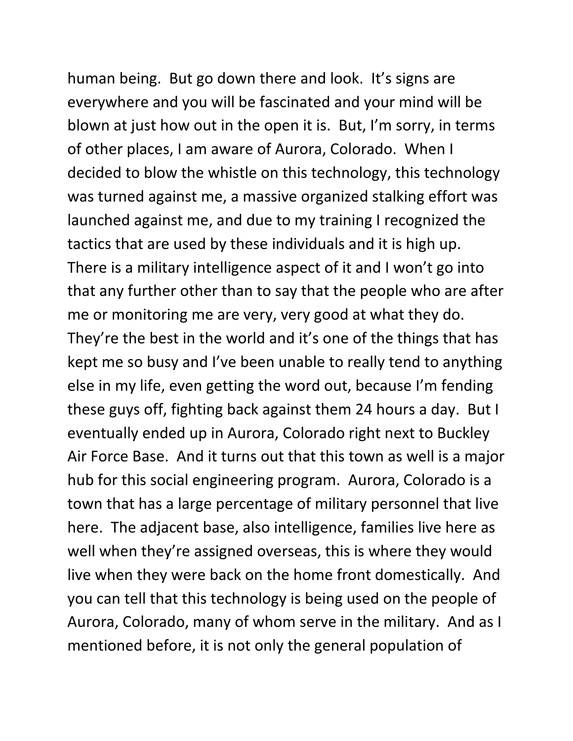human being. But go down there and look. It's signs are everywhere and you will be fascinated and your mind will be blown at just how out in the open it is. But, I'm sorry, in terms of other places, I am aware of Aurora, Colorado. When I decided to blow the whistle on this technology, this technology was turned against me, a massive organized stalking effort was launched against me, and due to my training I recognized the tactics that are used by these individuals and it is high up. There is a military intelligence aspect of it and I won't go into that any further other than to say that the people who are after me or monitoring me are very, very good at what they do. They're the best in the world and it's one of the things that has kept me so busy and I've been unable to really tend to anything else in my life, even getting the word out, because I'm fending these guys off, fighting back against them 24 hours a day. But I eventually ended up in Aurora, Colorado right next to Buckley Air Force Base. And it turns out that this town as well is a major hub for this social engineering program. Aurora, Colorado is a town that has a large percentage of military personnel that live here. The adjacent base, also intelligence, families live here as well when they're assigned overseas, this is where they would live when they were back on the home front domestically. And you can tell that this technology is being used on the people of Aurora, Colorado, many of whom serve in the military. And as I mentioned before, it is not only the general population of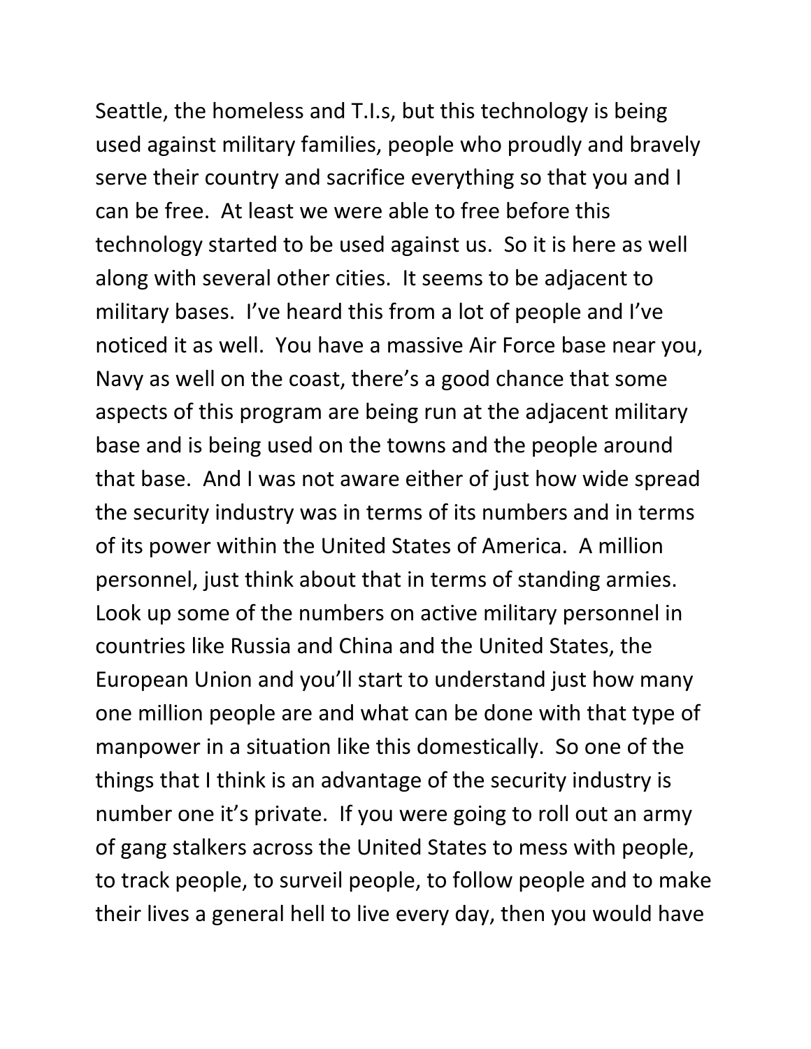Seattle, the homeless and T.I.s, but this technology is being used against military families, people who proudly and bravely serve their country and sacrifice everything so that you and I can be free. At least we were able to free before this technology started to be used against us. So it is here as well along with several other cities. It seems to be adjacent to military bases. I've heard this from a lot of people and I've noticed it as well. You have a massive Air Force base near you, Navy as well on the coast, there's a good chance that some aspects of this program are being run at the adjacent military base and is being used on the towns and the people around that base. And I was not aware either of just how wide spread the security industry was in terms of its numbers and in terms of its power within the United States of America. A million personnel, just think about that in terms of standing armies. Look up some of the numbers on active military personnel in countries like Russia and China and the United States, the European Union and you'll start to understand just how many one million people are and what can be done with that type of manpower in a situation like this domestically. So one of the things that I think is an advantage of the security industry is number one it's private. If you were going to roll out an army of gang stalkers across the United States to mess with people, to track people, to surveil people, to follow people and to make their lives a general hell to live every day, then you would have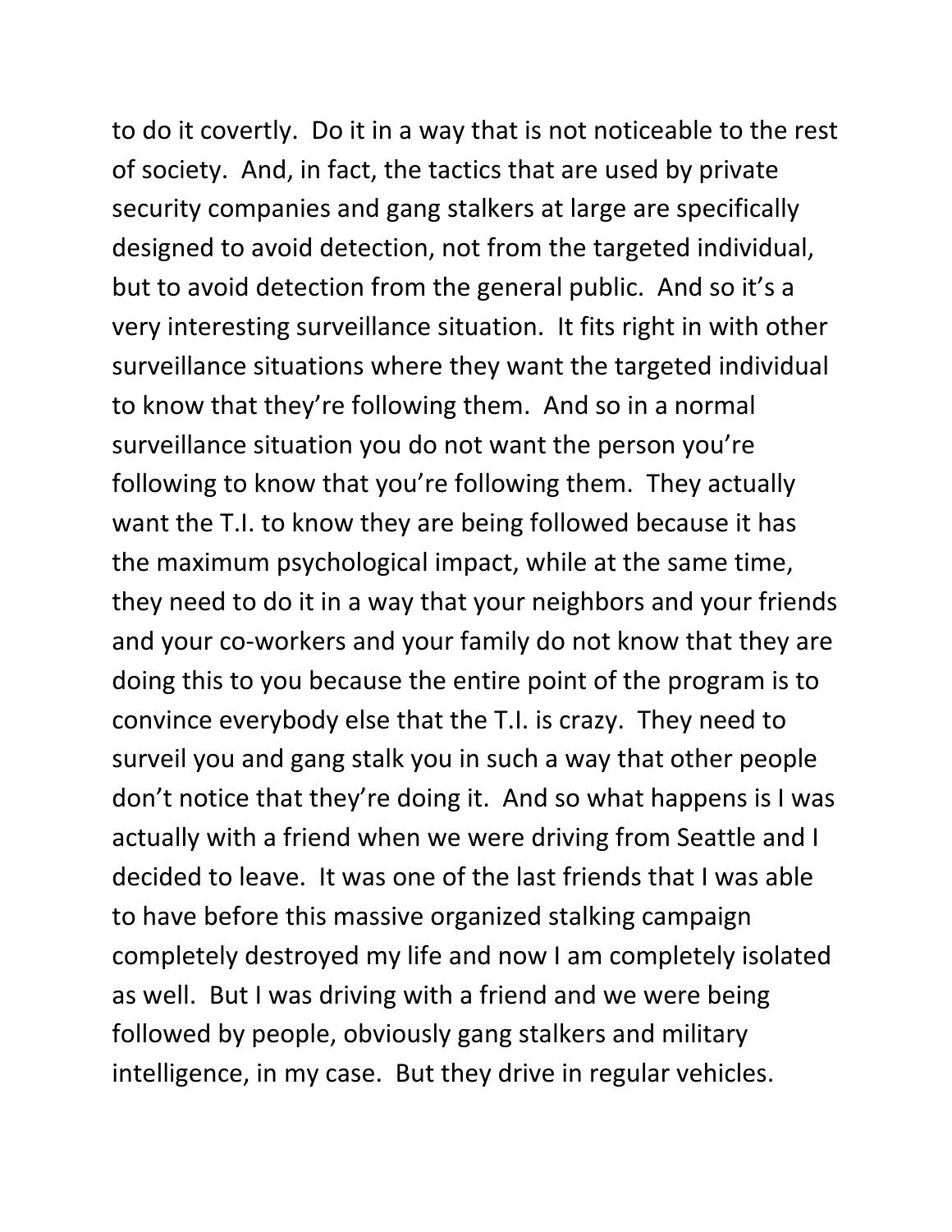to do it covertly. Do it in a way that is not noticeable to the rest of society. And, in fact, the tactics that are used by private security companies and gang stalkers at large are specifically designed to avoid detection, not from the targeted individual, but to avoid detection from the general public. And so it's a very interesting surveillance situation. It fits right in with other surveillance situations where they want the targeted individual to know that they're following them. And so in a normal surveillance situation you do not want the person you're following to know that you're following them. They actually want the T.I. to know they are being followed because it has the maximum psychological impact, while at the same time, they need to do it in a way that your neighbors and your friends and your co-workers and your family do not know that they are doing this to you because the entire point of the program is to convince everybody else that the T.I. is crazy. They need to surveil you and gang stalk you in such a way that other people don't notice that they're doing it. And so what happens is I was actually with a friend when we were driving from Seattle and I decided to leave. It was one of the last friends that I was able to have before this massive organized stalking campaign completely destroyed my life and now I am completely isolated as well. But I was driving with a friend and we were being followed by people, obviously gang stalkers and military intelligence, in my case. But they drive in regular vehicles.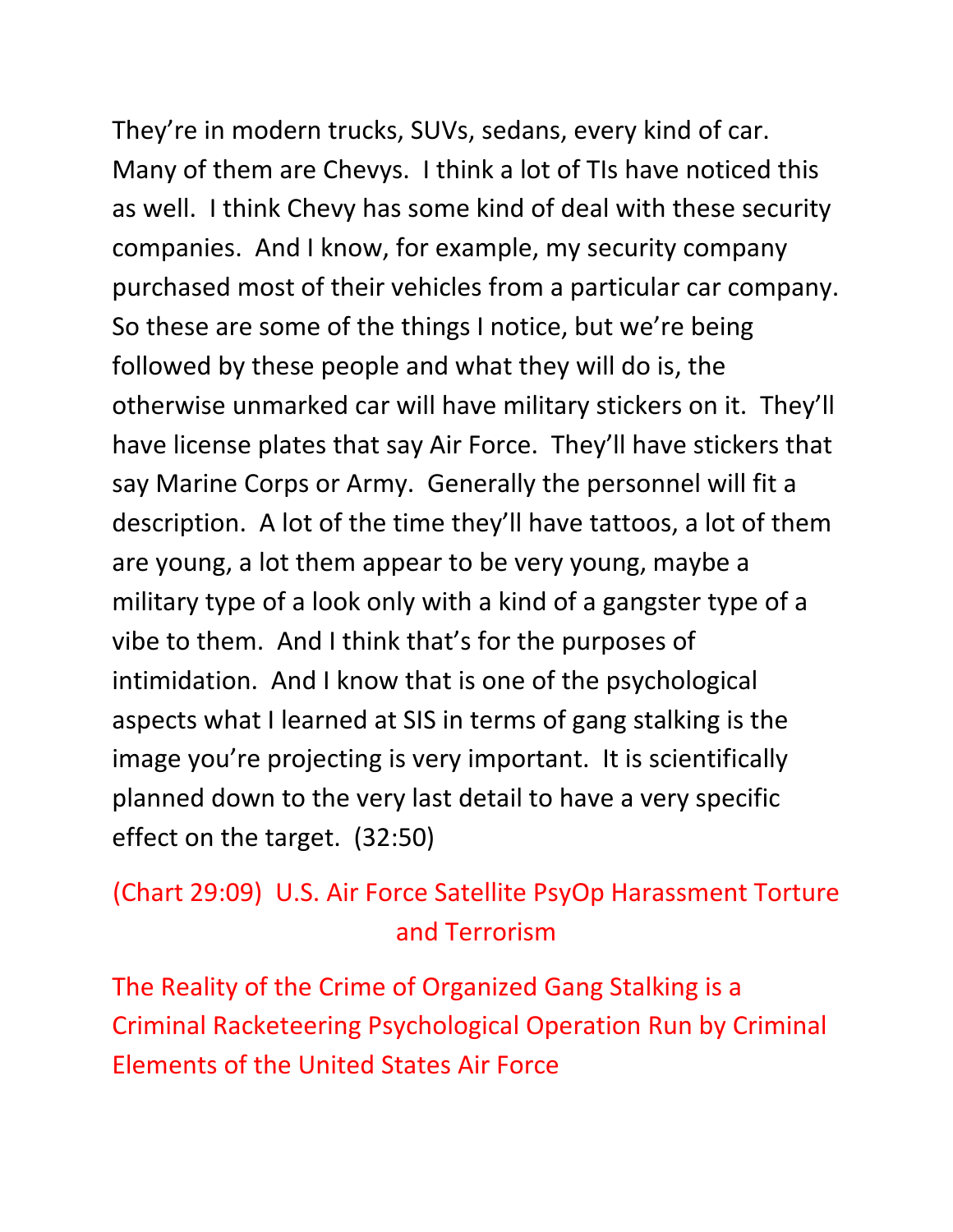They're in modern trucks, SUVs, sedans, every kind of car. Many of them are Chevys. I think a lot of TIs have noticed this as well. I think Chevy has some kind of deal with these security companies. And I know, for example, my security company purchased most of their vehicles from a particular car company. So these are some of the things I notice, but we're being followed by these people and what they will do is, the otherwise unmarked car will have military stickers on it. They'll have license plates that say Air Force. They'll have stickers that say Marine Corps or Army. Generally the personnel will fit a description. A lot of the time they'll have tattoos, a lot of them are young, a lot them appear to be very young, maybe a military type of a look only with a kind of a gangster type of a vibe to them. And I think that's for the purposes of intimidation. And I know that is one of the psychological aspects what I learned at SIS in terms of gang stalking is the image you're projecting is very important. It is scientifically planned down to the very last detail to have a very specific effect on the target. (32:50)

(Chart 29:09) U.S. Air Force Satellite PsyOp Harassment Torture and Terrorism

The Reality of the Crime of Organized Gang Stalking is a Criminal Racketeering Psychological Operation Run by Criminal Elements of the United States Air Force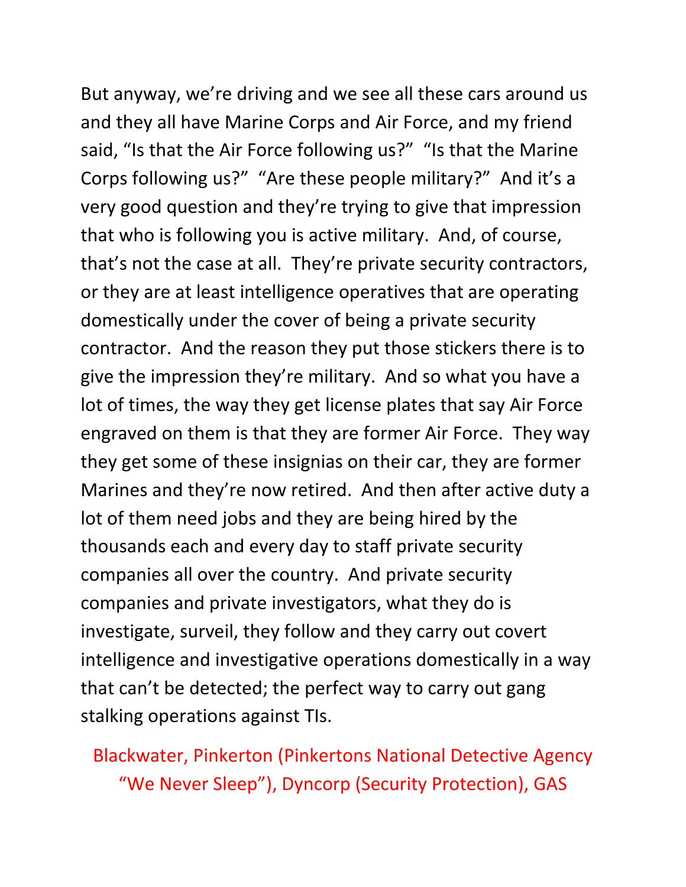But anyway, we're driving and we see all these cars around us and they all have Marine Corps and Air Force, and my friend said, "Is that the Air Force following us?" "Is that the Marine Corps following us?" "Are these people military?" And it's a very good question and they're trying to give that impression that who is following you is active military. And, of course, that's not the case at all. They're private security contractors, or they are at least intelligence operatives that are operating domestically under the cover of being a private security contractor. And the reason they put those stickers there is to give the impression they're military. And so what you have a lot of times, the way they get license plates that say Air Force engraved on them is that they are former Air Force. They way they get some of these insignias on their car, they are former Marines and they're now retired. And then after active duty a lot of them need jobs and they are being hired by the thousands each and every day to staff private security companies all over the country. And private security companies and private investigators, what they do is investigate, surveil, they follow and they carry out covert intelligence and investigative operations domestically in a way that can't be detected; the perfect way to carry out gang stalking operations against TIs.

Blackwater, Pinkerton (Pinkertons National Detective Agency "We Never Sleep"), Dyncorp (Security Protection), GAS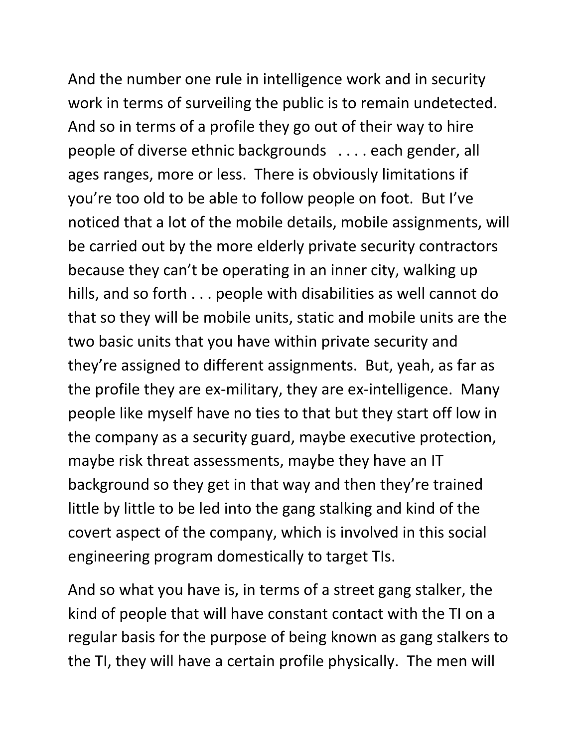And the number one rule in intelligence work and in security work in terms of surveiling the public is to remain undetected. And so in terms of a profile they go out of their way to hire people of diverse ethnic backgrounds . . . . each gender, all ages ranges, more or less. There is obviously limitations if you're too old to be able to follow people on foot. But I've noticed that a lot of the mobile details, mobile assignments, will be carried out by the more elderly private security contractors because they can't be operating in an inner city, walking up hills, and so forth . . . people with disabilities as well cannot do that so they will be mobile units, static and mobile units are the two basic units that you have within private security and they're assigned to different assignments. But, yeah, as far as the profile they are ex-military, they are ex-intelligence. Many people like myself have no ties to that but they start off low in the company as a security guard, maybe executive protection, maybe risk threat assessments, maybe they have an IT background so they get in that way and then they're trained little by little to be led into the gang stalking and kind of the covert aspect of the company, which is involved in this social engineering program domestically to target TIs.

And so what you have is, in terms of a street gang stalker, the kind of people that will have constant contact with the TI on a regular basis for the purpose of being known as gang stalkers to the TI, they will have a certain profile physically. The men will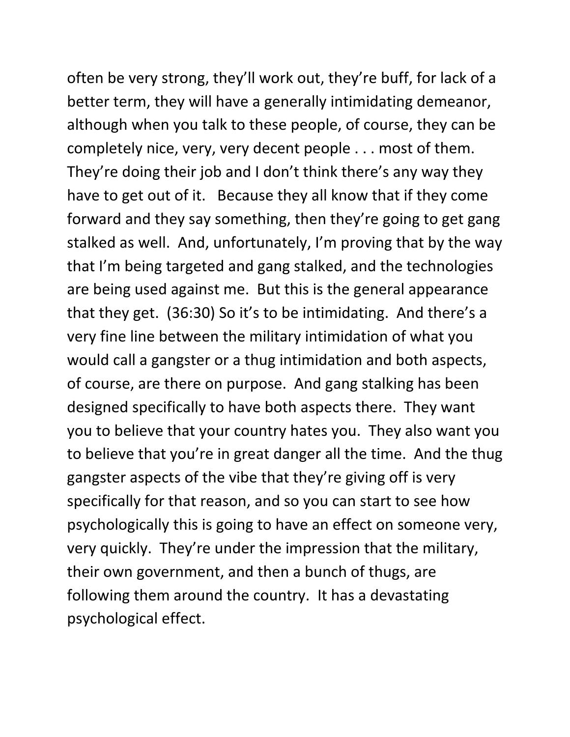often be very strong, they'll work out, they're buff, for lack of a better term, they will have a generally intimidating demeanor, although when you talk to these people, of course, they can be completely nice, very, very decent people . . . most of them. They're doing their job and I don't think there's any way they have to get out of it. Because they all know that if they come forward and they say something, then they're going to get gang stalked as well. And, unfortunately, I'm proving that by the way that I'm being targeted and gang stalked, and the technologies are being used against me. But this is the general appearance that they get. (36:30) So it's to be intimidating. And there's a very fine line between the military intimidation of what you would call a gangster or a thug intimidation and both aspects, of course, are there on purpose. And gang stalking has been designed specifically to have both aspects there. They want you to believe that your country hates you. They also want you to believe that you're in great danger all the time. And the thug gangster aspects of the vibe that they're giving off is very specifically for that reason, and so you can start to see how psychologically this is going to have an effect on someone very, very quickly. They're under the impression that the military, their own government, and then a bunch of thugs, are following them around the country. It has a devastating psychological effect.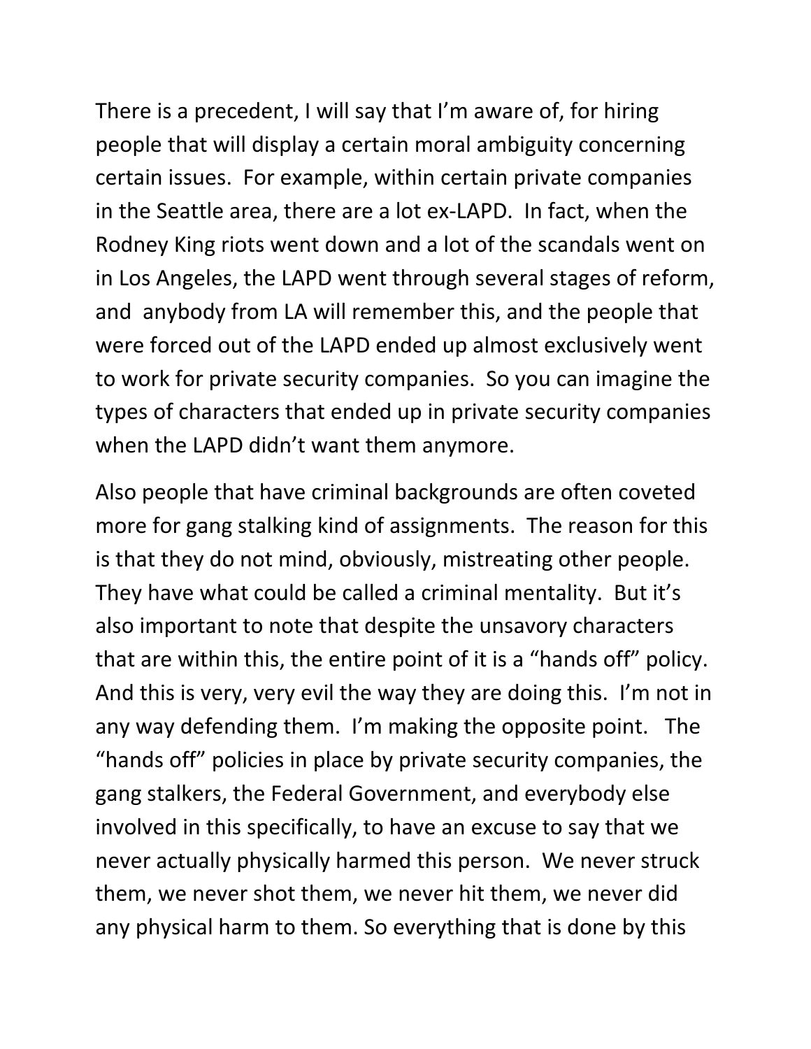There is a precedent, I will say that I'm aware of, for hiring people that will display a certain moral ambiguity concerning certain issues. For example, within certain private companies in the Seattle area, there are a lot ex-LAPD. In fact, when the Rodney King riots went down and a lot of the scandals went on in Los Angeles, the LAPD went through several stages of reform, and anybody from LA will remember this, and the people that were forced out of the LAPD ended up almost exclusively went to work for private security companies. So you can imagine the types of characters that ended up in private security companies when the LAPD didn't want them anymore.

Also people that have criminal backgrounds are often coveted more for gang stalking kind of assignments. The reason for this is that they do not mind, obviously, mistreating other people. They have what could be called a criminal mentality. But it's also important to note that despite the unsavory characters that are within this, the entire point of it is a "hands off" policy. And this is very, very evil the way they are doing this. I'm not in any way defending them. I'm making the opposite point. The "hands off" policies in place by private security companies, the gang stalkers, the Federal Government, and everybody else involved in this specifically, to have an excuse to say that we never actually physically harmed this person. We never struck them, we never shot them, we never hit them, we never did any physical harm to them. So everything that is done by this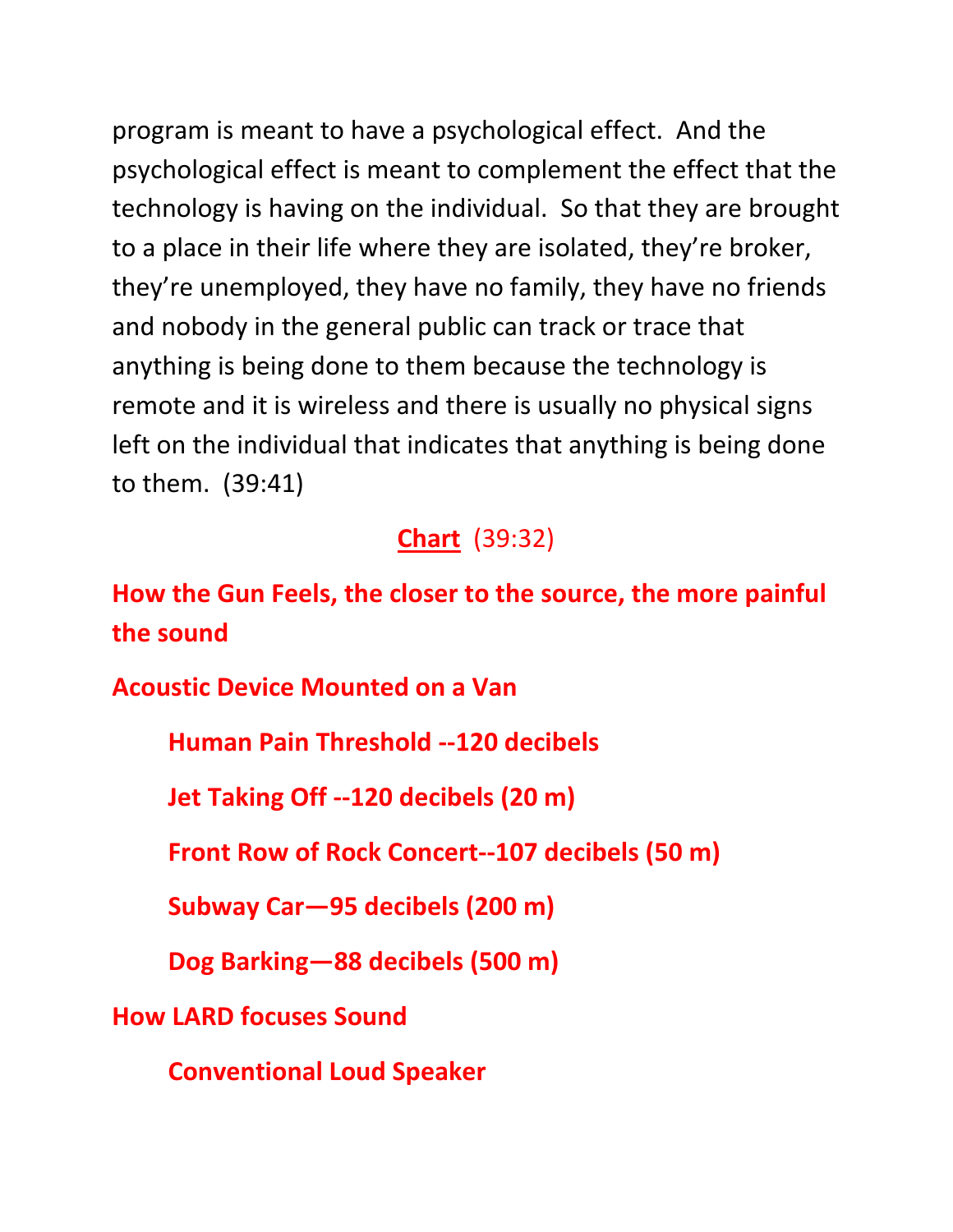program is meant to have a psychological effect. And the psychological effect is meant to complement the effect that the technology is having on the individual. So that they are brought to a place in their life where they are isolated, they're broker, they're unemployed, they have no family, they have no friends and nobody in the general public can track or trace that anything is being done to them because the technology is remote and it is wireless and there is usually no physical signs left on the individual that indicates that anything is being done to them. (39:41)

**Chart** (39:32)

**How the Gun Feels, the closer to the source, the more painful the sound**

**Acoustic Device Mounted on a Van**

- **Human Pain Threshold --120 decibels**
- **Jet Taking Off --120 decibels (20 m)**
- **Front Row of Rock Concert--107 decibels (50 m)**
- **Subway Car—95 decibels (200 m)**
- **Dog Barking—88 decibels (500 m)**

**How LARD focuses Sound**

- **Conventional Loud Speaker**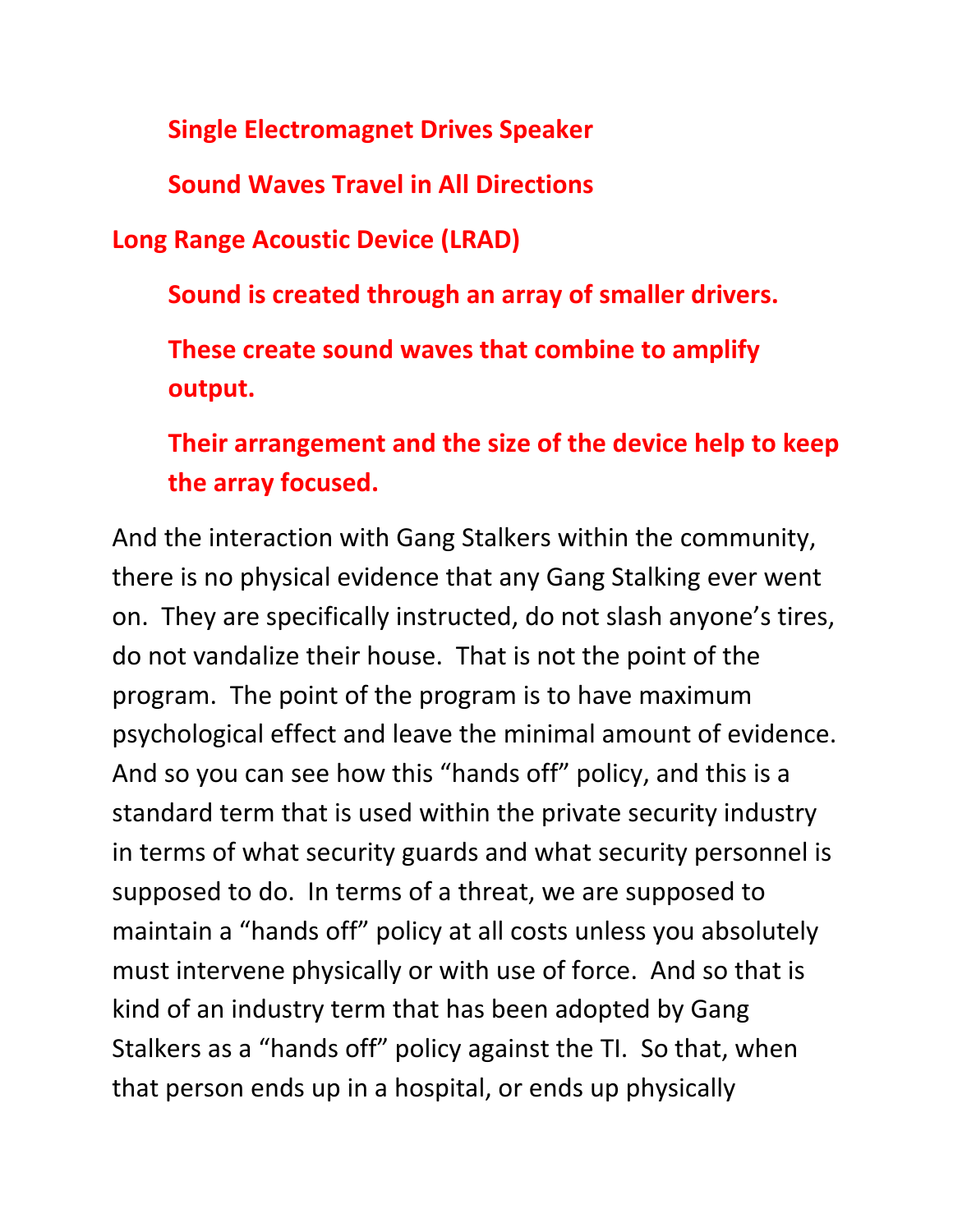- **Single Electromagnet Drives Speaker**
- **Sound Waves Travel in All Directions**

**Long Range Acoustic Device (LRAD)**

- **Sound is created through an array of smaller drivers.**
- **These create sound waves that combine to amplify output.**
- **Their arrangement and the size of the device help to keep the array focused.**

And the interaction with Gang Stalkers within the community, there is no physical evidence that any Gang Stalking ever went on. They are specifically instructed, do not slash anyone's tires, do not vandalize their house. That is not the point of the program. The point of the program is to have maximum psychological effect and leave the minimal amount of evidence. And so you can see how this "hands off" policy, and this is a standard term that is used within the private security industry in terms of what security guards and what security personnel is supposed to do. In terms of a threat, we are supposed to maintain a "hands off" policy at all costs unless you absolutely must intervene physically or with use of force. And so that is kind of an industry term that has been adopted by Gang Stalkers as a "hands off" policy against the TI. So that, when that person ends up in a hospital, or ends up physically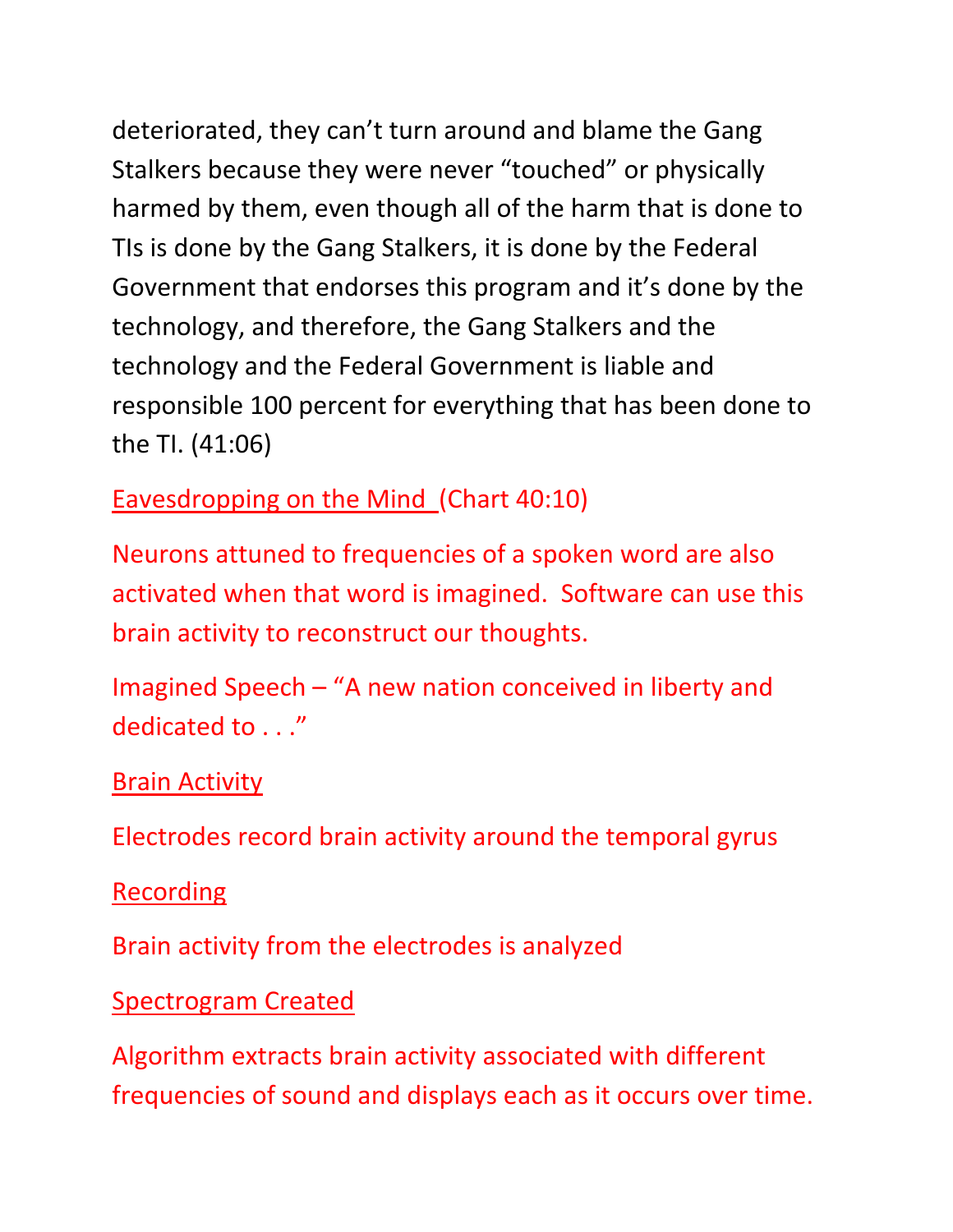deteriorated, they can't turn around and blame the Gang Stalkers because they were never "touched" or physically harmed by them, even though all of the harm that is done to TIs is done by the Gang Stalkers, it is done by the Federal Government that endorses this program and it's done by the technology, and therefore, the Gang Stalkers and the technology and the Federal Government is liable and responsible 100 percent for everything that has been done to the TI. (41:06)

<u>Eavesdropping on the Mind</u> (Chart 40:10)

Neurons attuned to frequencies of a spoken word are also activated when that word is imagined. Software can use this brain activity to reconstruct our thoughts.

Imagined Speech – "A new nation conceived in liberty and dedicated to . . ."

<u>Brain Activity</u>

Electrodes record brain activity around the temporal gyrus

<u>Recording</u>

Brain activity from the electrodes is analyzed

<u>Spectrogram Created</u>

Algorithm extracts brain activity associated with different frequencies of sound and displays each as it occurs over time.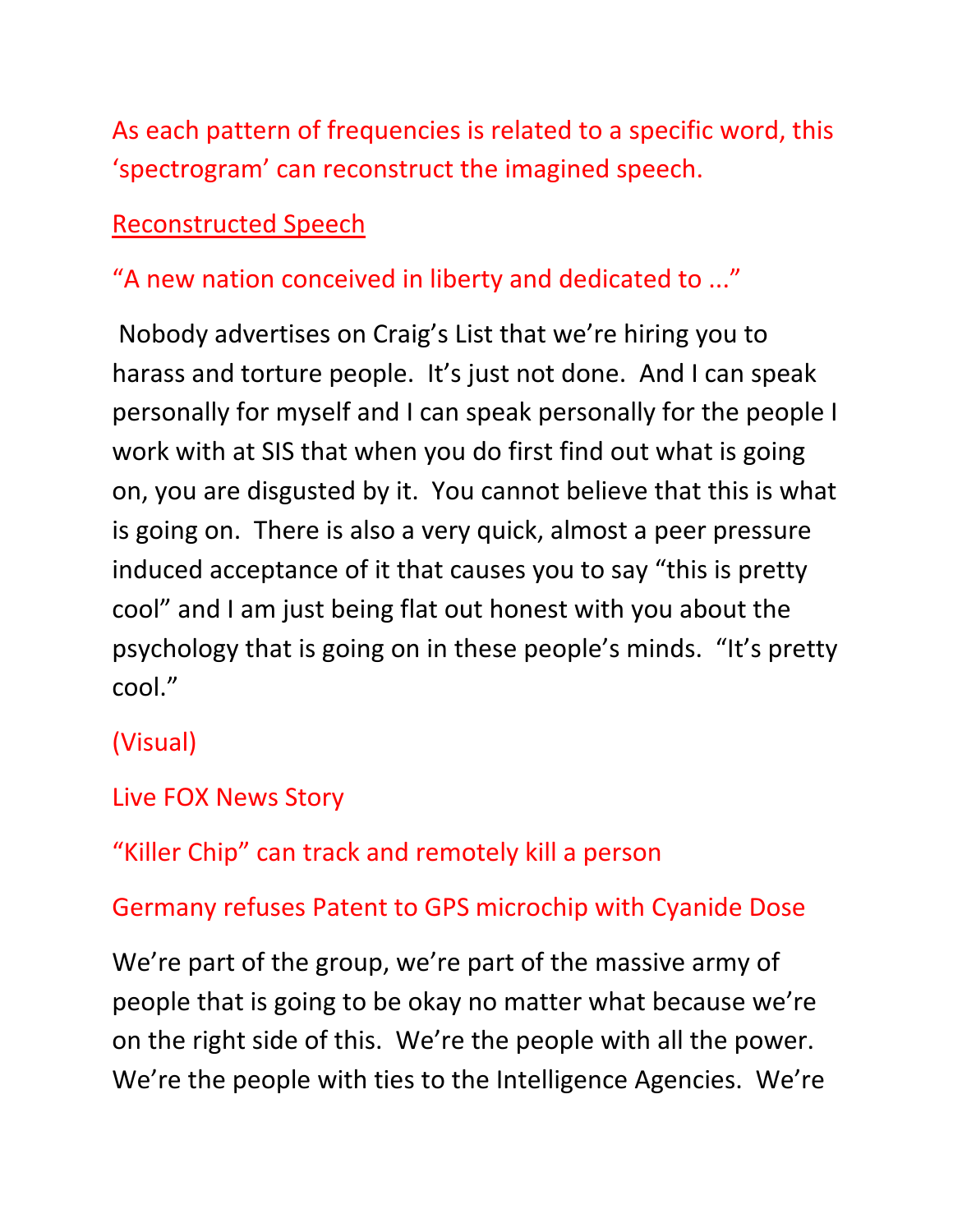As each pattern of frequencies is related to a specific word, this 'spectrogram' can reconstruct the imagined speech.

Reconstructed Speech

"A new nation conceived in liberty and dedicated to ..."

Nobody advertises on Craig's List that we're hiring you to harass and torture people. It's just not done. And I can speak personally for myself and I can speak personally for the people I work with at SIS that when you do first find out what is going on, you are disgusted by it. You cannot believe that this is what is going on. There is also a very quick, almost a peer pressure induced acceptance of it that causes you to say "this is pretty cool" and I am just being flat out honest with you about the psychology that is going on in these people's minds. "It's pretty cool."

(Visual)

Live FOX News Story

"Killer Chip" can track and remotely kill a person

Germany refuses Patent to GPS microchip with Cyanide Dose

We're part of the group, we're part of the massive army of people that is going to be okay no matter what because we're on the right side of this. We're the people with all the power. We're the people with ties to the Intelligence Agencies. We're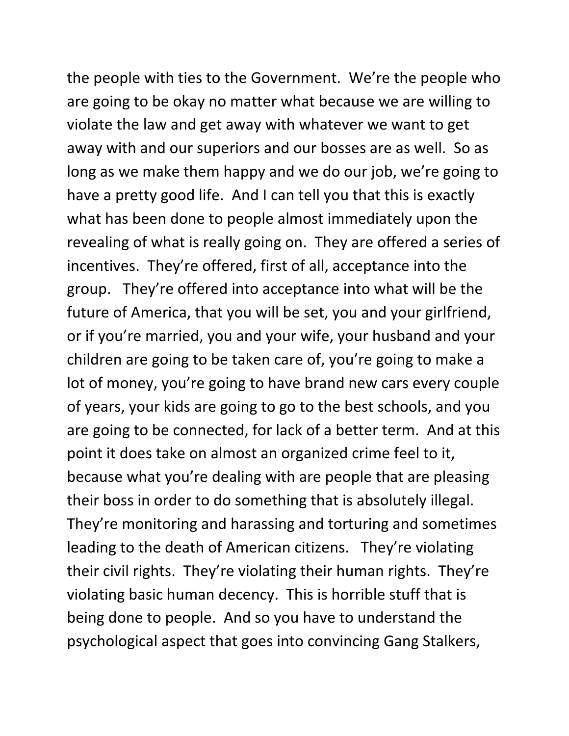the people with ties to the Government. We're the people who are going to be okay no matter what because we are willing to violate the law and get away with whatever we want to get away with and our superiors and our bosses are as well. So as long as we make them happy and we do our job, we're going to have a pretty good life. And I can tell you that this is exactly what has been done to people almost immediately upon the revealing of what is really going on. They are offered a series of incentives. They're offered, first of all, acceptance into the group. They're offered into acceptance into what will be the future of America, that you will be set, you and your girlfriend, or if you're married, you and your wife, your husband and your children are going to be taken care of, you're going to make a lot of money, you're going to have brand new cars every couple of years, your kids are going to go to the best schools, and you are going to be connected, for lack of a better term. And at this point it does take on almost an organized crime feel to it, because what you're dealing with are people that are pleasing their boss in order to do something that is absolutely illegal. They're monitoring and harassing and torturing and sometimes leading to the death of American citizens. They're violating their civil rights. They're violating their human rights. They're violating basic human decency. This is horrible stuff that is being done to people. And so you have to understand the psychological aspect that goes into convincing Gang Stalkers,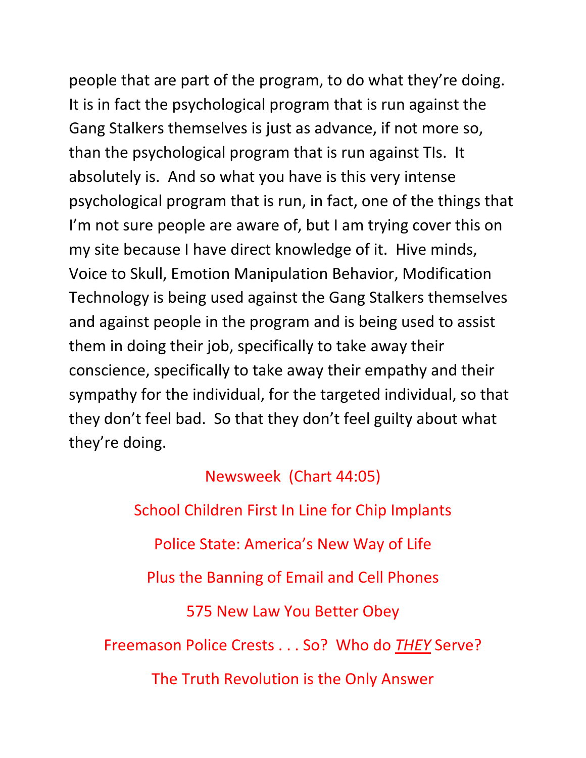people that are part of the program, to do what they're doing. It is in fact the psychological program that is run against the Gang Stalkers themselves is just as advance, if not more so, than the psychological program that is run against TIs. It absolutely is. And so what you have is this very intense psychological program that is run, in fact, one of the things that I'm not sure people are aware of, but I am trying cover this on my site because I have direct knowledge of it. Hive minds, Voice to Skull, Emotion Manipulation Behavior, Modification Technology is being used against the Gang Stalkers themselves and against people in the program and is being used to assist them in doing their job, specifically to take away their conscience, specifically to take away their empathy and their sympathy for the individual, for the targeted individual, so that they don't feel bad. So that they don't feel guilty about what they're doing.

Newsweek (Chart 44:05)

School Children First In Line for Chip Implants

Police State: America's New Way of Life

Plus the Banning of Email and Cell Phones

575 New Law You Better Obey

Freemason Police Crests . . . So? Who do ***THEY*** Serve?

The Truth Revolution is the Only Answer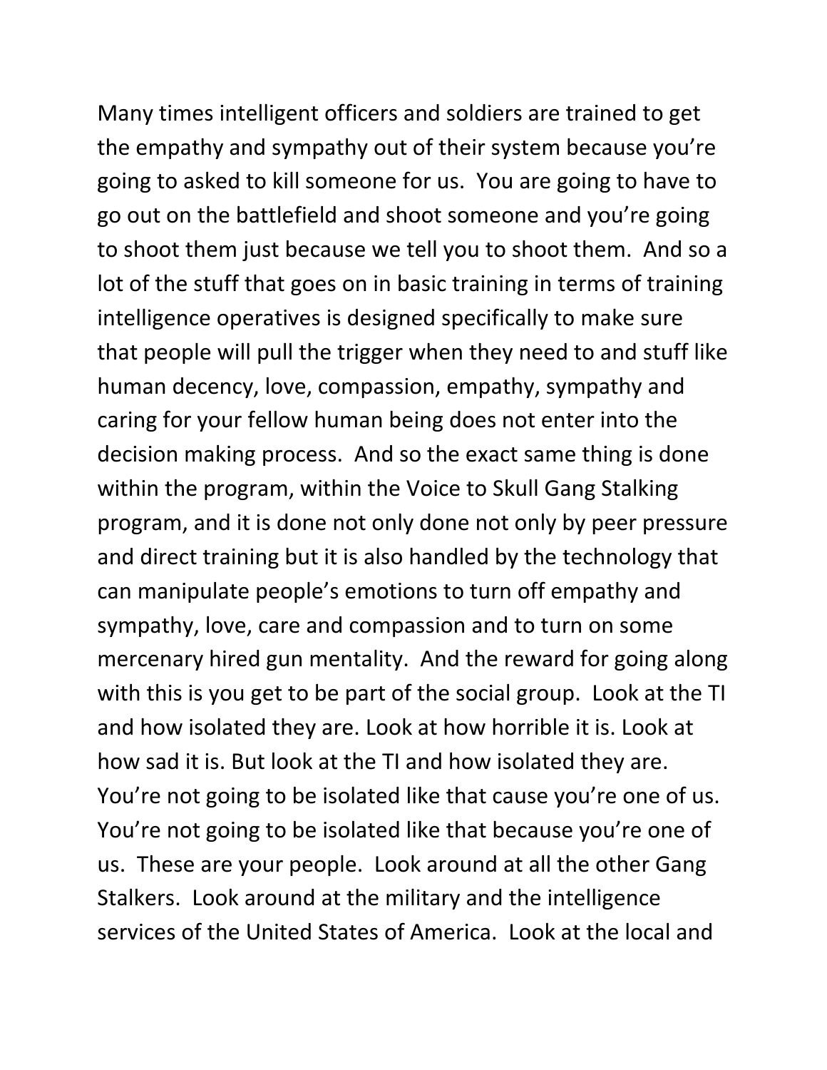Many times intelligent officers and soldiers are trained to get the empathy and sympathy out of their system because you're going to asked to kill someone for us. You are going to have to go out on the battlefield and shoot someone and you're going to shoot them just because we tell you to shoot them. And so a lot of the stuff that goes on in basic training in terms of training intelligence operatives is designed specifically to make sure that people will pull the trigger when they need to and stuff like human decency, love, compassion, empathy, sympathy and caring for your fellow human being does not enter into the decision making process. And so the exact same thing is done within the program, within the Voice to Skull Gang Stalking program, and it is done not only done not only by peer pressure and direct training but it is also handled by the technology that can manipulate people's emotions to turn off empathy and sympathy, love, care and compassion and to turn on some mercenary hired gun mentality. And the reward for going along with this is you get to be part of the social group. Look at the TI and how isolated they are. Look at how horrible it is. Look at how sad it is. But look at the TI and how isolated they are. You're not going to be isolated like that cause you're one of us. You're not going to be isolated like that because you're one of us. These are your people. Look around at all the other Gang Stalkers. Look around at the military and the intelligence services of the United States of America. Look at the local and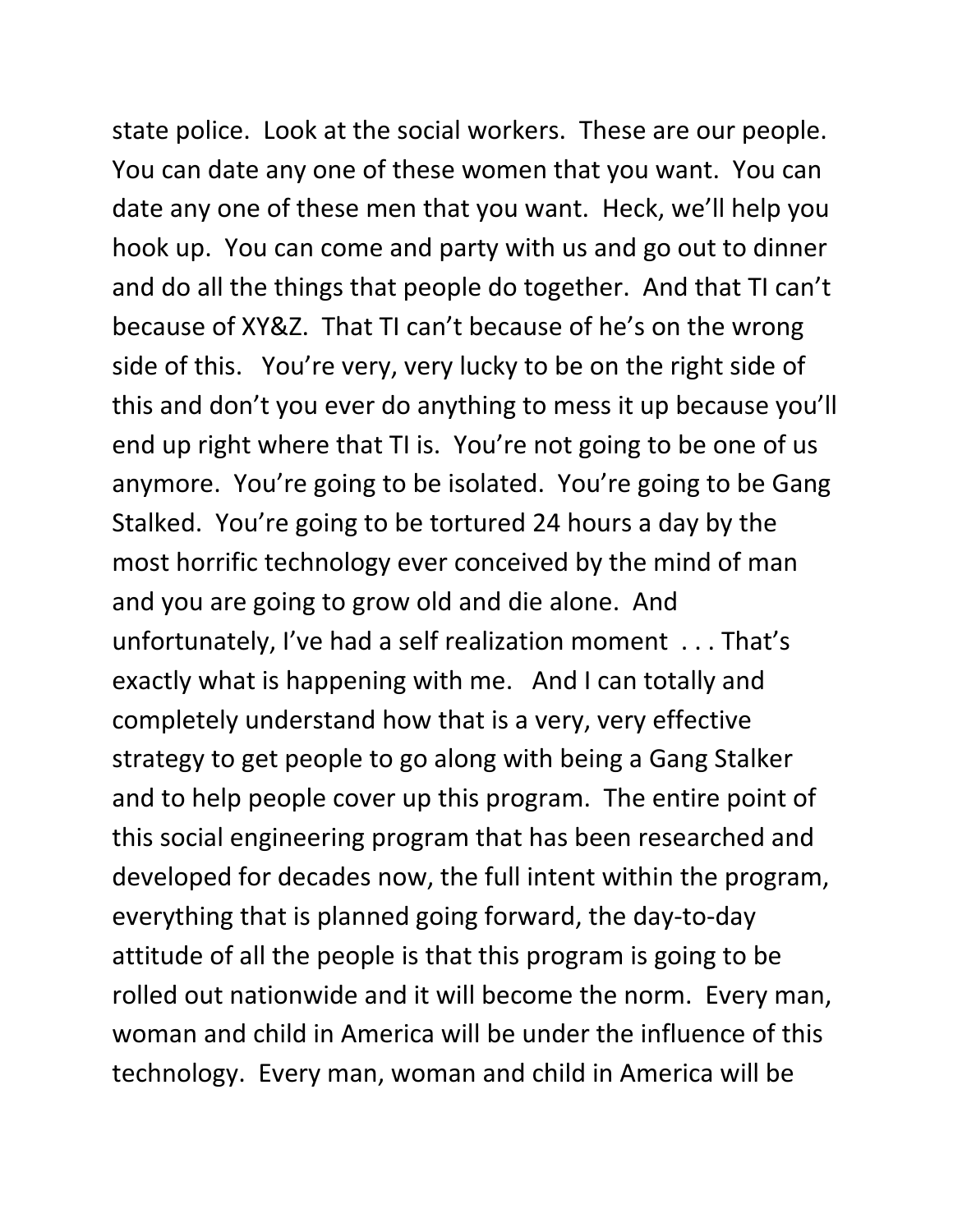state police. Look at the social workers. These are our people. You can date any one of these women that you want. You can date any one of these men that you want. Heck, we'll help you hook up. You can come and party with us and go out to dinner and do all the things that people do together. And that TI can't because of XY&Z. That TI can't because of he's on the wrong side of this. You're very, very lucky to be on the right side of this and don't you ever do anything to mess it up because you'll end up right where that TI is. You're not going to be one of us anymore. You're going to be isolated. You're going to be Gang Stalked. You're going to be tortured 24 hours a day by the most horrific technology ever conceived by the mind of man and you are going to grow old and die alone. And unfortunately, I've had a self realization moment . . . That's exactly what is happening with me. And I can totally and completely understand how that is a very, very effective strategy to get people to go along with being a Gang Stalker and to help people cover up this program. The entire point of this social engineering program that has been researched and developed for decades now, the full intent within the program, everything that is planned going forward, the day-to-day attitude of all the people is that this program is going to be rolled out nationwide and it will become the norm. Every man, woman and child in America will be under the influence of this technology. Every man, woman and child in America will be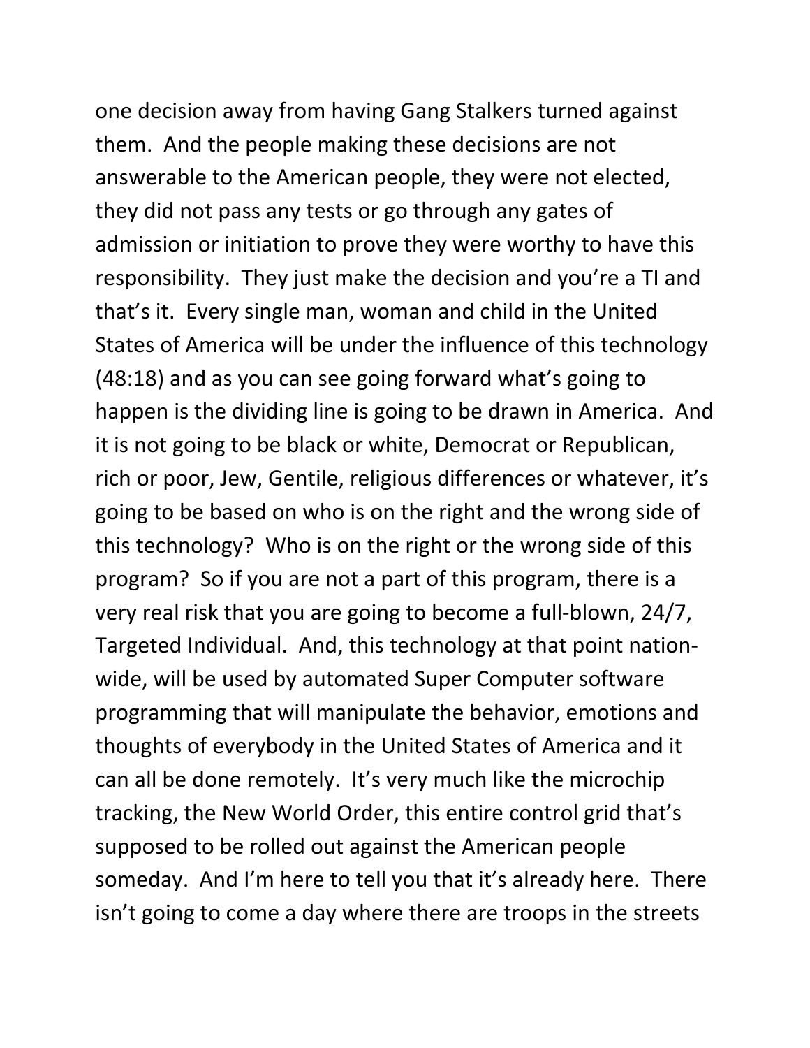one decision away from having Gang Stalkers turned against them. And the people making these decisions are not answerable to the American people, they were not elected, they did not pass any tests or go through any gates of admission or initiation to prove they were worthy to have this responsibility. They just make the decision and you're a TI and that's it. Every single man, woman and child in the United States of America will be under the influence of this technology (48:18) and as you can see going forward what's going to happen is the dividing line is going to be drawn in America. And it is not going to be black or white, Democrat or Republican, rich or poor, Jew, Gentile, religious differences or whatever, it's going to be based on who is on the right and the wrong side of this technology? Who is on the right or the wrong side of this program? So if you are not a part of this program, there is a very real risk that you are going to become a full-blown, 24/7, Targeted Individual. And, this technology at that point nation-wide, will be used by automated Super Computer software programming that will manipulate the behavior, emotions and thoughts of everybody in the United States of America and it can all be done remotely. It's very much like the microchip tracking, the New World Order, this entire control grid that's supposed to be rolled out against the American people someday. And I'm here to tell you that it's already here. There isn't going to come a day where there are troops in the streets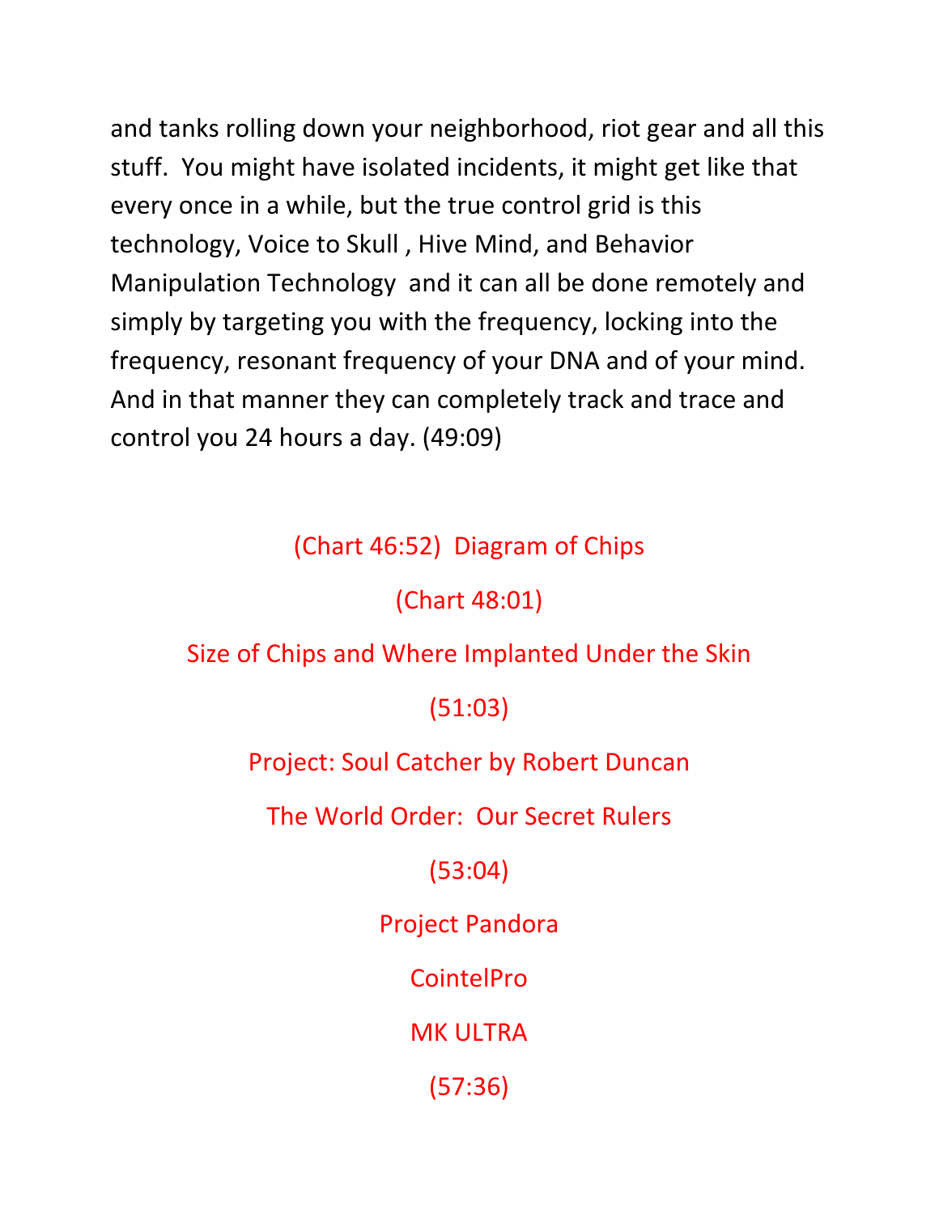and tanks rolling down your neighborhood, riot gear and all this stuff. You might have isolated incidents, it might get like that every once in a while, but the true control grid is this technology, Voice to Skull , Hive Mind, and Behavior Manipulation Technology and it can all be done remotely and simply by targeting you with the frequency, locking into the frequency, resonant frequency of your DNA and of your mind. And in that manner they can completely track and trace and control you 24 hours a day. (49:09)

(Chart 46:52) Diagram of Chips

(Chart 48:01)

Size of Chips and Where Implanted Under the Skin

(51:03)

Project: Soul Catcher by Robert Duncan

The World Order: Our Secret Rulers

(53:04)

Project Pandora

CointelPro

MK ULTRA

(57:36)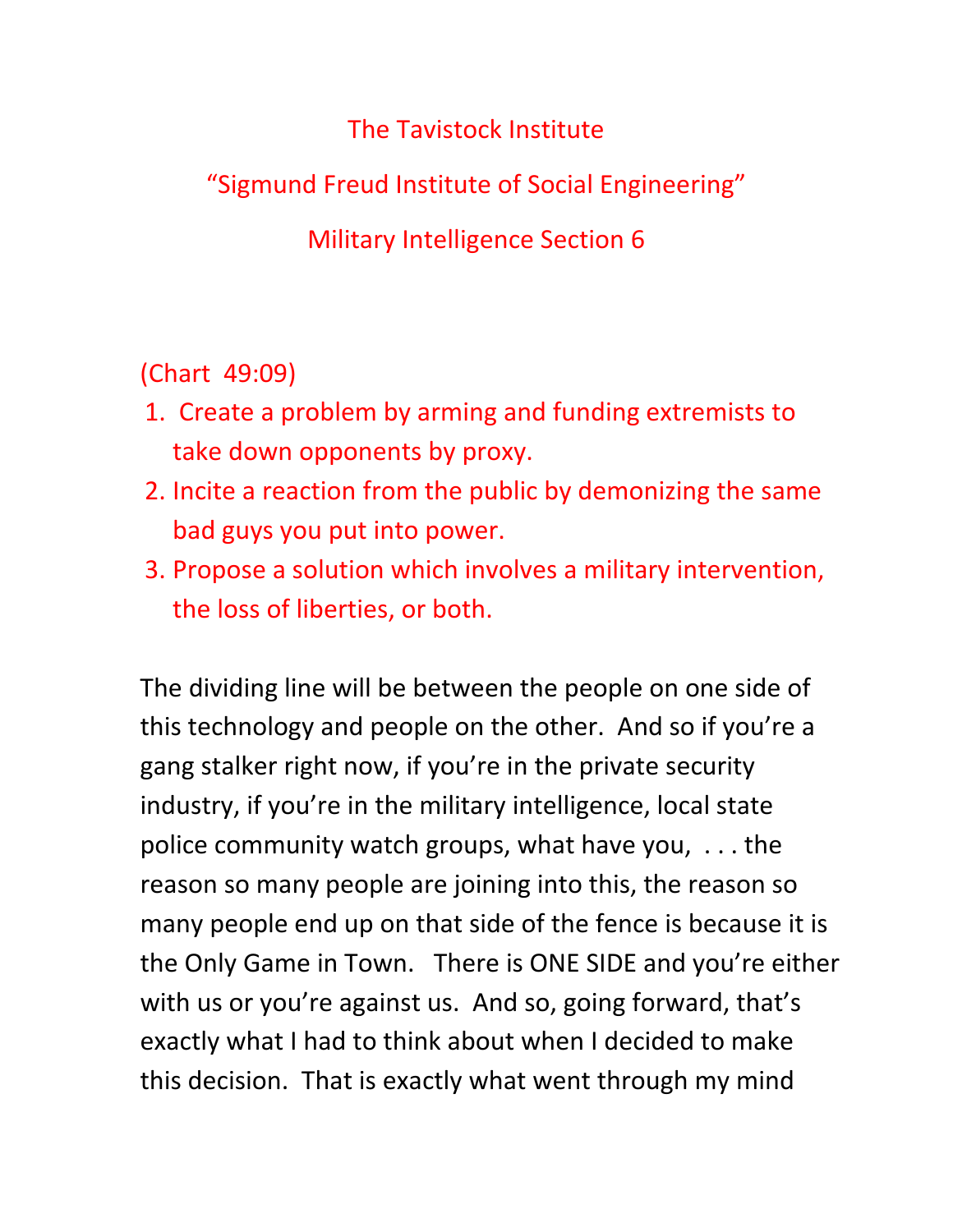The Tavistock Institute

"Sigmund Freud Institute of Social Engineering"

Military Intelligence Section 6

(Chart 49:09)

1. Create a problem by arming and funding extremists to take down opponents by proxy.
2. Incite a reaction from the public by demonizing the same bad guys you put into power.
3. Propose a solution which involves a military intervention, the loss of liberties, or both.

The dividing line will be between the people on one side of this technology and people on the other. And so if you're a gang stalker right now, if you're in the private security industry, if you're in the military intelligence, local state police community watch groups, what have you, . . . the reason so many people are joining into this, the reason so many people end up on that side of the fence is because it is the Only Game in Town. There is ONE SIDE and you're either with us or you're against us. And so, going forward, that's exactly what I had to think about when I decided to make this decision. That is exactly what went through my mind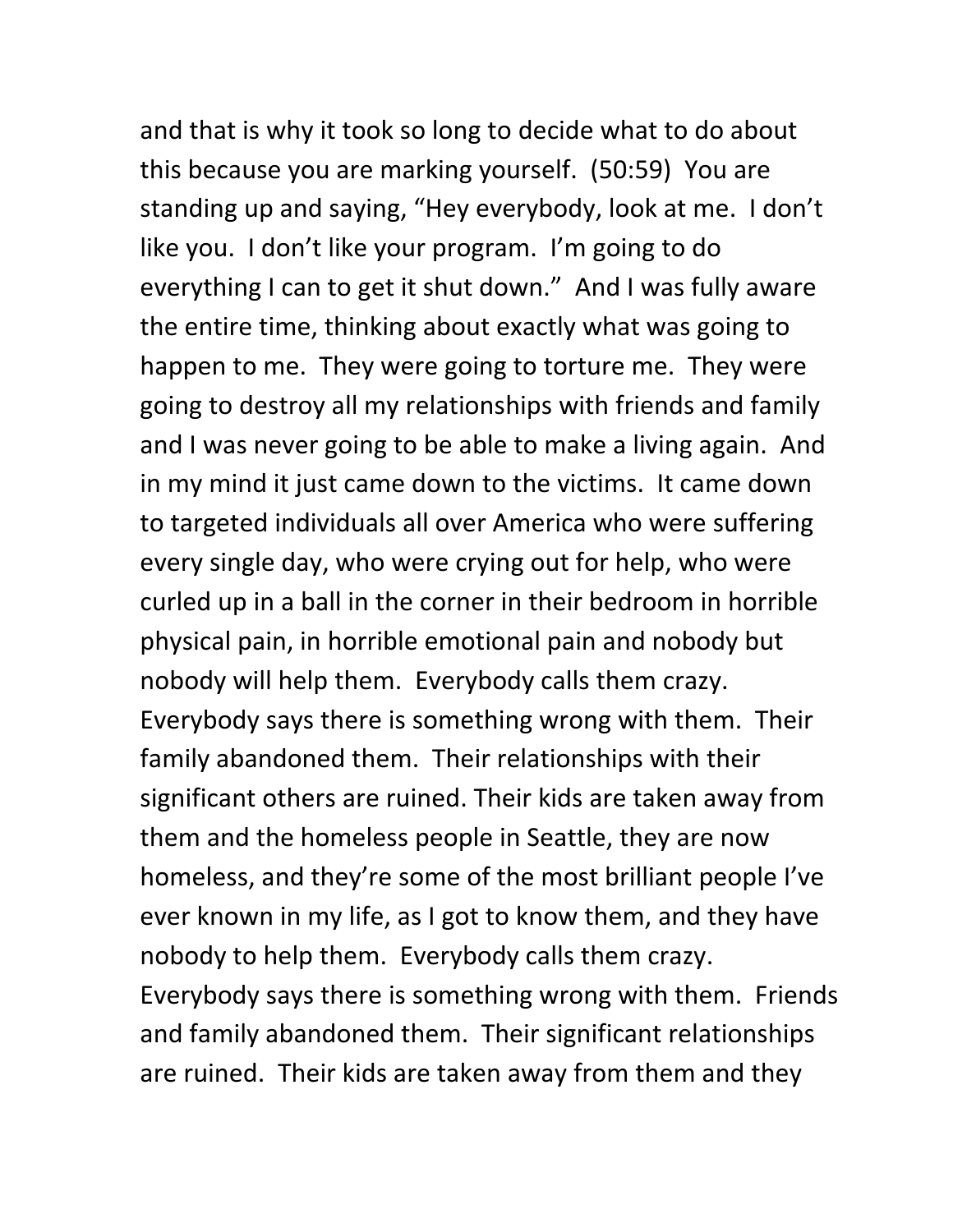and that is why it took so long to decide what to do about this because you are marking yourself. (50:59) You are standing up and saying, "Hey everybody, look at me. I don't like you. I don't like your program. I'm going to do everything I can to get it shut down." And I was fully aware the entire time, thinking about exactly what was going to happen to me. They were going to torture me. They were going to destroy all my relationships with friends and family and I was never going to be able to make a living again. And in my mind it just came down to the victims. It came down to targeted individuals all over America who were suffering every single day, who were crying out for help, who were curled up in a ball in the corner in their bedroom in horrible physical pain, in horrible emotional pain and nobody but nobody will help them. Everybody calls them crazy. Everybody says there is something wrong with them. Their family abandoned them. Their relationships with their significant others are ruined. Their kids are taken away from them and the homeless people in Seattle, they are now homeless, and they're some of the most brilliant people I've ever known in my life, as I got to know them, and they have nobody to help them. Everybody calls them crazy. Everybody says there is something wrong with them. Friends and family abandoned them. Their significant relationships are ruined. Their kids are taken away from them and they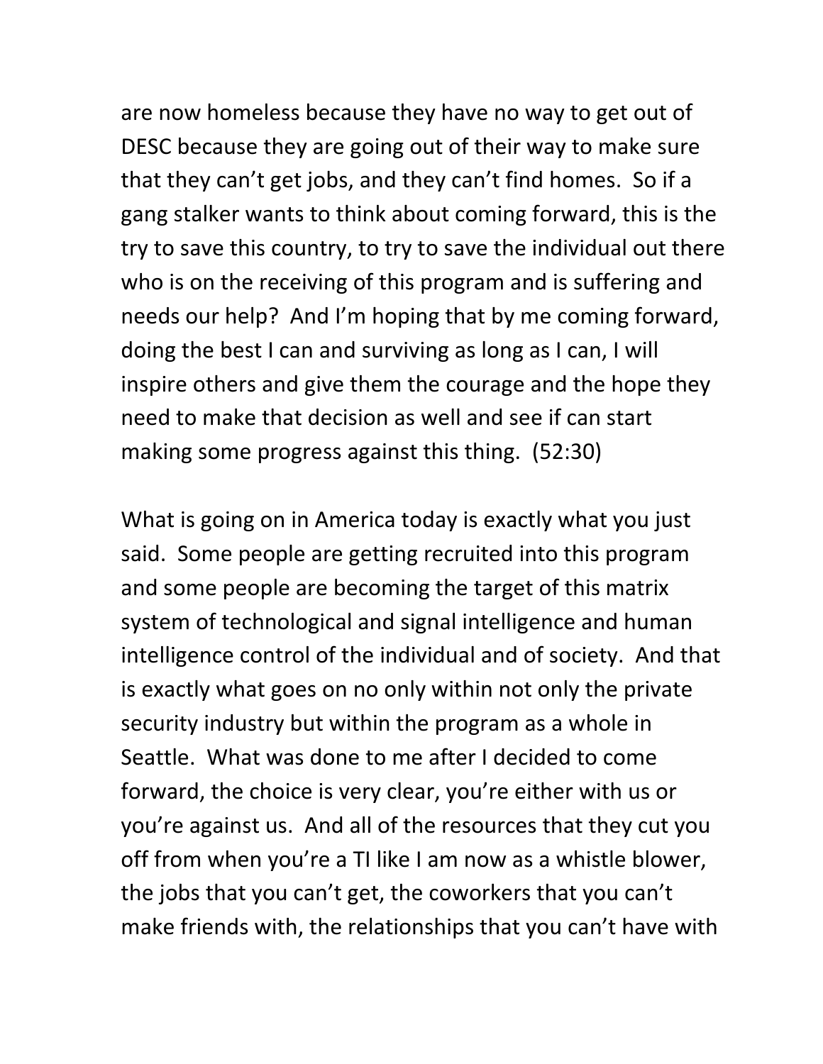are now homeless because they have no way to get out of DESC because they are going out of their way to make sure that they can't get jobs, and they can't find homes. So if a gang stalker wants to think about coming forward, this is the try to save this country, to try to save the individual out there who is on the receiving of this program and is suffering and needs our help? And I'm hoping that by me coming forward, doing the best I can and surviving as long as I can, I will inspire others and give them the courage and the hope they need to make that decision as well and see if can start making some progress against this thing. (52:30)

What is going on in America today is exactly what you just said. Some people are getting recruited into this program and some people are becoming the target of this matrix system of technological and signal intelligence and human intelligence control of the individual and of society. And that is exactly what goes on no only within not only the private security industry but within the program as a whole in Seattle. What was done to me after I decided to come forward, the choice is very clear, you're either with us or you're against us. And all of the resources that they cut you off from when you're a TI like I am now as a whistle blower, the jobs that you can't get, the coworkers that you can't make friends with, the relationships that you can't have with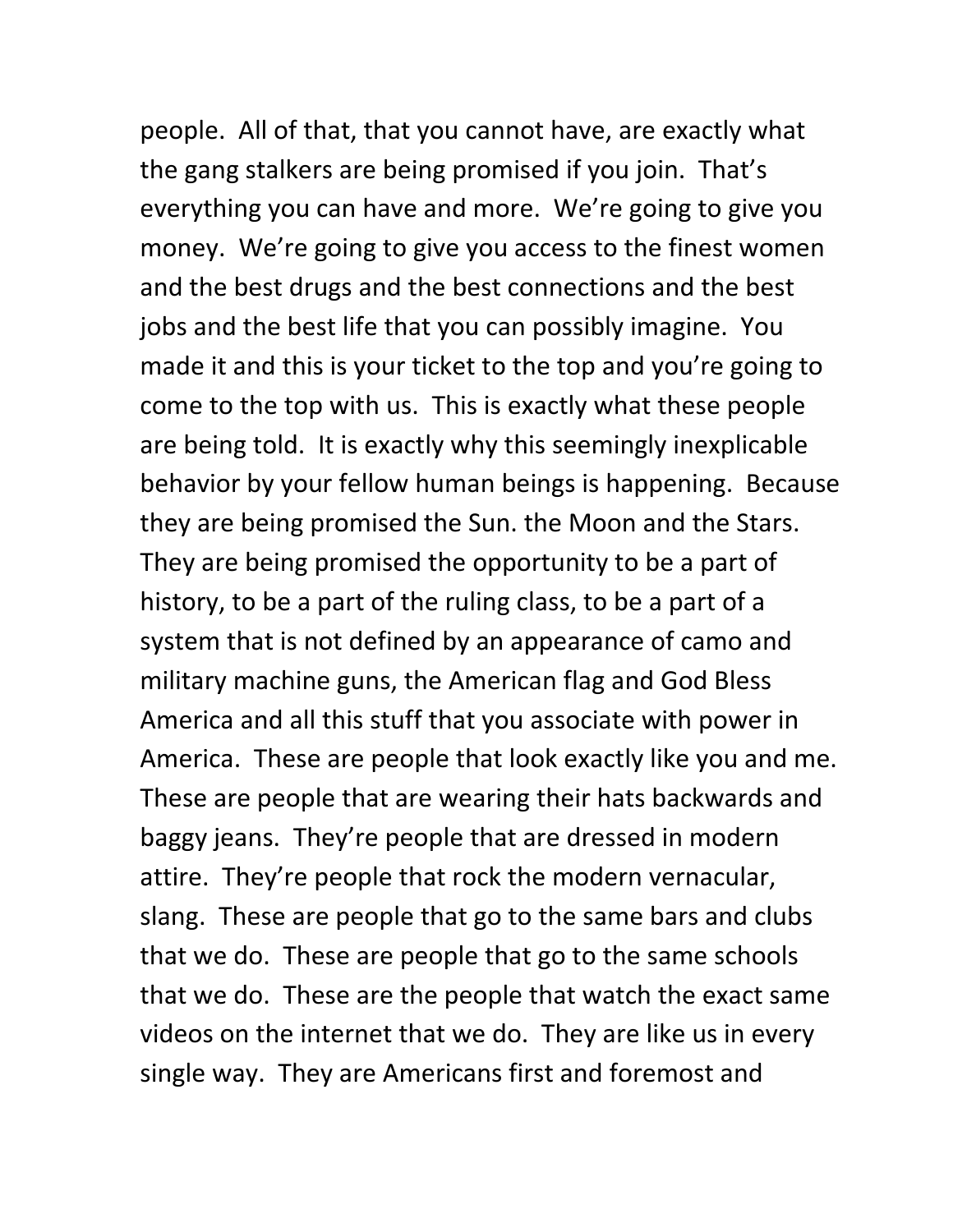people.  All of that, that you cannot have, are exactly what the gang stalkers are being promised if you join.  That's everything you can have and more.  We're going to give you money.  We're going to give you access to the finest women and the best drugs and the best connections and the best jobs and the best life that you can possibly imagine.  You made it and this is your ticket to the top and you're going to come to the top with us.  This is exactly what these people are being told.  It is exactly why this seemingly inexplicable behavior by your fellow human beings is happening.  Because they are being promised the Sun. the Moon and the Stars.  They are being promised the opportunity to be a part of history, to be a part of the ruling class, to be a part of a system that is not defined by an appearance of camo and military machine guns, the American flag and God Bless America and all this stuff that you associate with power in America.  These are people that look exactly like you and me.  These are people that are wearing their hats backwards and baggy jeans.  They're people that are dressed in modern attire.  They're people that rock the modern vernacular, slang.  These are people that go to the same bars and clubs that we do.  These are people that go to the same schools that we do.  These are the people that watch the exact same videos on the internet that we do.  They are like us in every single way.  They are Americans first and foremost and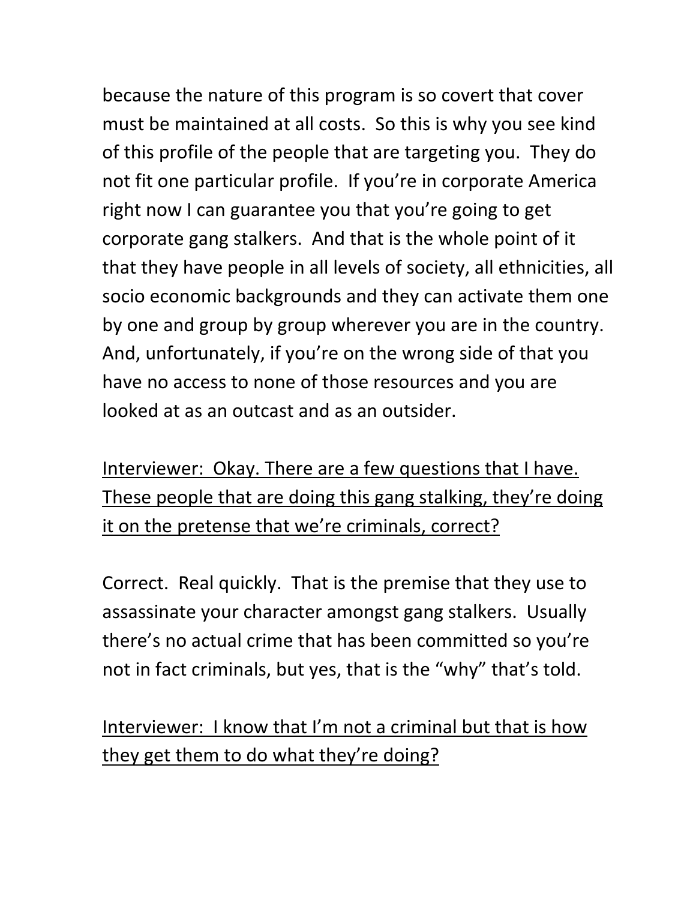because the nature of this program is so covert that cover must be maintained at all costs. So this is why you see kind of this profile of the people that are targeting you. They do not fit one particular profile. If you're in corporate America right now I can guarantee you that you're going to get corporate gang stalkers. And that is the whole point of it that they have people in all levels of society, all ethnicities, all socio economic backgrounds and they can activate them one by one and group by group wherever you are in the country. And, unfortunately, if you're on the wrong side of that you have no access to none of those resources and you are looked at as an outcast and as an outsider.

<u>Interviewer: Okay. There are a few questions that I have. These people that are doing this gang stalking, they're doing it on the pretense that we're criminals, correct?</u>

Correct. Real quickly. That is the premise that they use to assassinate your character amongst gang stalkers. Usually there's no actual crime that has been committed so you're not in fact criminals, but yes, that is the "why" that's told.

<u>Interviewer: I know that I'm not a criminal but that is how they get them to do what they're doing?</u>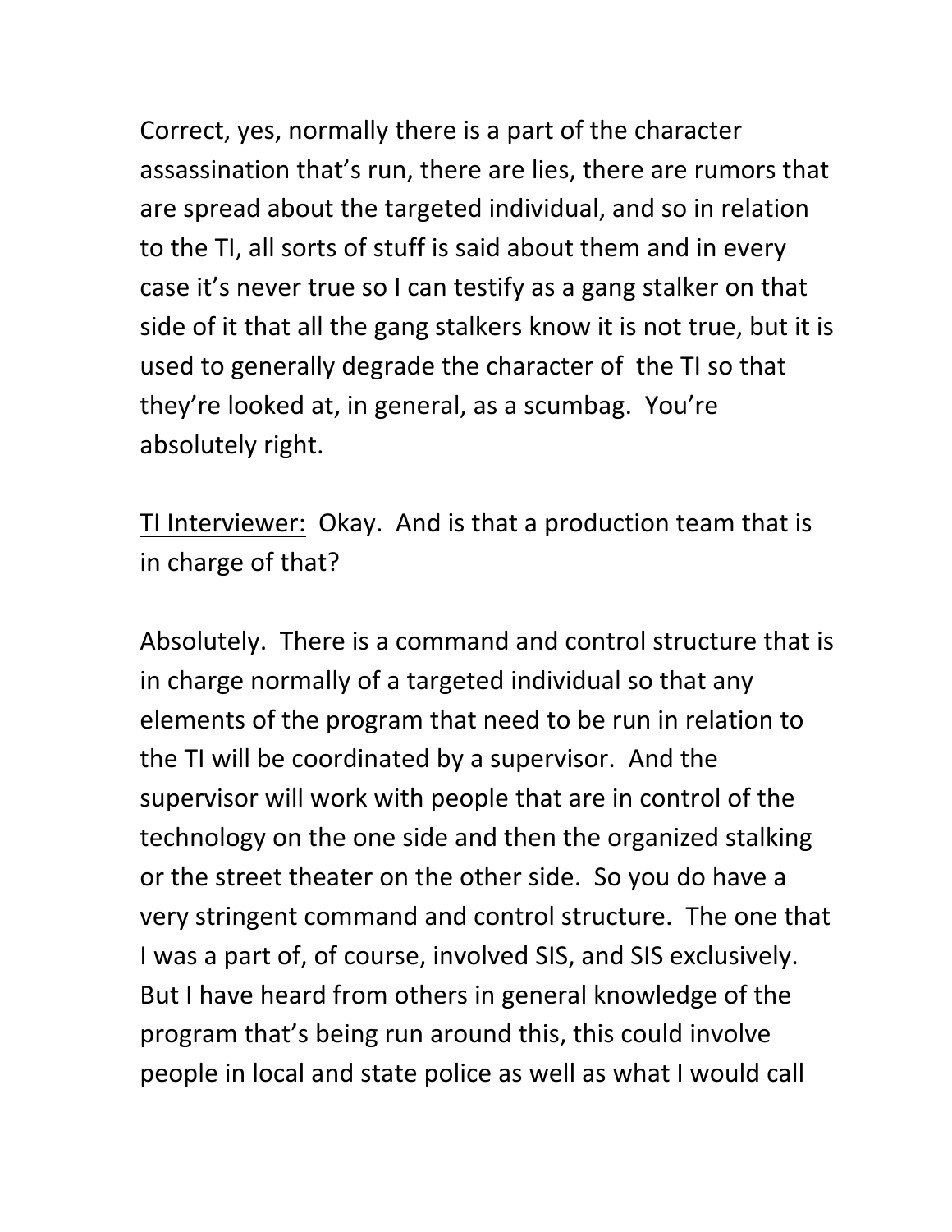Correct, yes, normally there is a part of the character assassination that's run, there are lies, there are rumors that are spread about the targeted individual, and so in relation to the TI, all sorts of stuff is said about them and in every case it's never true so I can testify as a gang stalker on that side of it that all the gang stalkers know it is not true, but it is used to generally degrade the character of  the TI so that they're looked at, in general, as a scumbag.  You're absolutely right.

<u>TI Interviewer:</u>  Okay.  And is that a production team that is in charge of that?

Absolutely.  There is a command and control structure that is in charge normally of a targeted individual so that any elements of the program that need to be run in relation to the TI will be coordinated by a supervisor.  And the supervisor will work with people that are in control of the technology on the one side and then the organized stalking or the street theater on the other side.  So you do have a very stringent command and control structure.  The one that I was a part of, of course, involved SIS, and SIS exclusively.  But I have heard from others in general knowledge of the program that's being run around this, this could involve people in local and state police as well as what I would call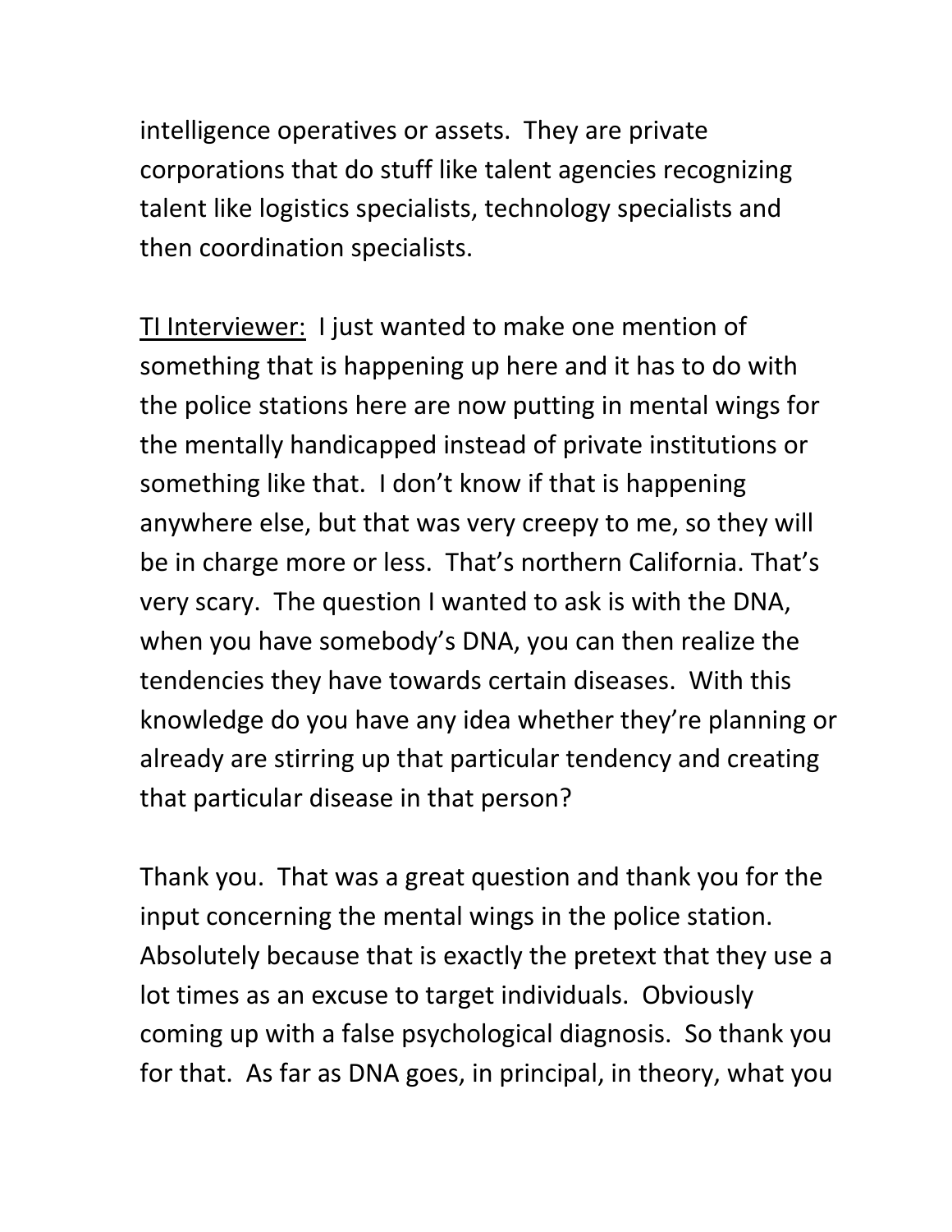intelligence operatives or assets. They are private corporations that do stuff like talent agencies recognizing talent like logistics specialists, technology specialists and then coordination specialists.

<u>TI Interviewer:</u> I just wanted to make one mention of something that is happening up here and it has to do with the police stations here are now putting in mental wings for the mentally handicapped instead of private institutions or something like that. I don't know if that is happening anywhere else, but that was very creepy to me, so they will be in charge more or less. That's northern California. That's very scary. The question I wanted to ask is with the DNA, when you have somebody's DNA, you can then realize the tendencies they have towards certain diseases. With this knowledge do you have any idea whether they're planning or already are stirring up that particular tendency and creating that particular disease in that person?

Thank you. That was a great question and thank you for the input concerning the mental wings in the police station. Absolutely because that is exactly the pretext that they use a lot times as an excuse to target individuals. Obviously coming up with a false psychological diagnosis. So thank you for that. As far as DNA goes, in principal, in theory, what you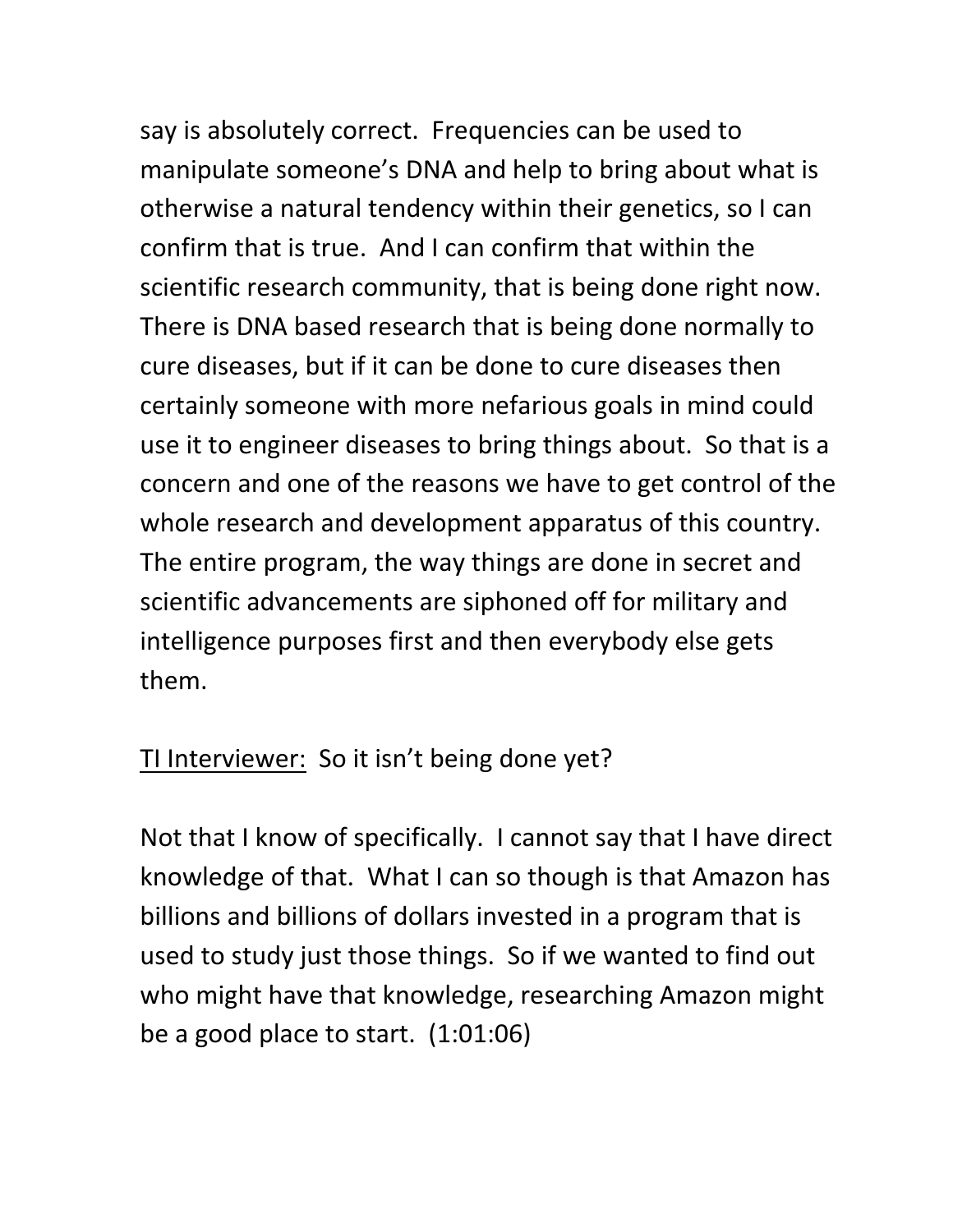say is absolutely correct. Frequencies can be used to manipulate someone's DNA and help to bring about what is otherwise a natural tendency within their genetics, so I can confirm that is true. And I can confirm that within the scientific research community, that is being done right now. There is DNA based research that is being done normally to cure diseases, but if it can be done to cure diseases then certainly someone with more nefarious goals in mind could use it to engineer diseases to bring things about. So that is a concern and one of the reasons we have to get control of the whole research and development apparatus of this country. The entire program, the way things are done in secret and scientific advancements are siphoned off for military and intelligence purposes first and then everybody else gets them.

<u>TI Interviewer:</u> So it isn't being done yet?

Not that I know of specifically. I cannot say that I have direct knowledge of that. What I can so though is that Amazon has billions and billions of dollars invested in a program that is used to study just those things. So if we wanted to find out who might have that knowledge, researching Amazon might be a good place to start. (1:01:06)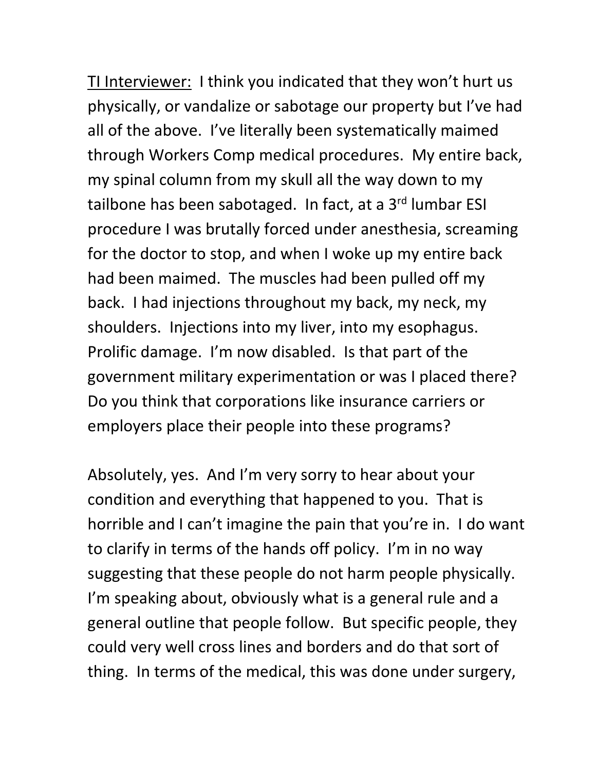<u>TI Interviewer:</u> I think you indicated that they won't hurt us physically, or vandalize or sabotage our property but I've had all of the above. I've literally been systematically maimed through Workers Comp medical procedures. My entire back, my spinal column from my skull all the way down to my tailbone has been sabotaged. In fact, at a 3rd lumbar ESI procedure I was brutally forced under anesthesia, screaming for the doctor to stop, and when I woke up my entire back had been maimed. The muscles had been pulled off my back. I had injections throughout my back, my neck, my shoulders. Injections into my liver, into my esophagus. Prolific damage. I'm now disabled. Is that part of the government military experimentation or was I placed there? Do you think that corporations like insurance carriers or employers place their people into these programs?

Absolutely, yes. And I'm very sorry to hear about your condition and everything that happened to you. That is horrible and I can't imagine the pain that you're in. I do want to clarify in terms of the hands off policy. I'm in no way suggesting that these people do not harm people physically. I'm speaking about, obviously what is a general rule and a general outline that people follow. But specific people, they could very well cross lines and borders and do that sort of thing. In terms of the medical, this was done under surgery,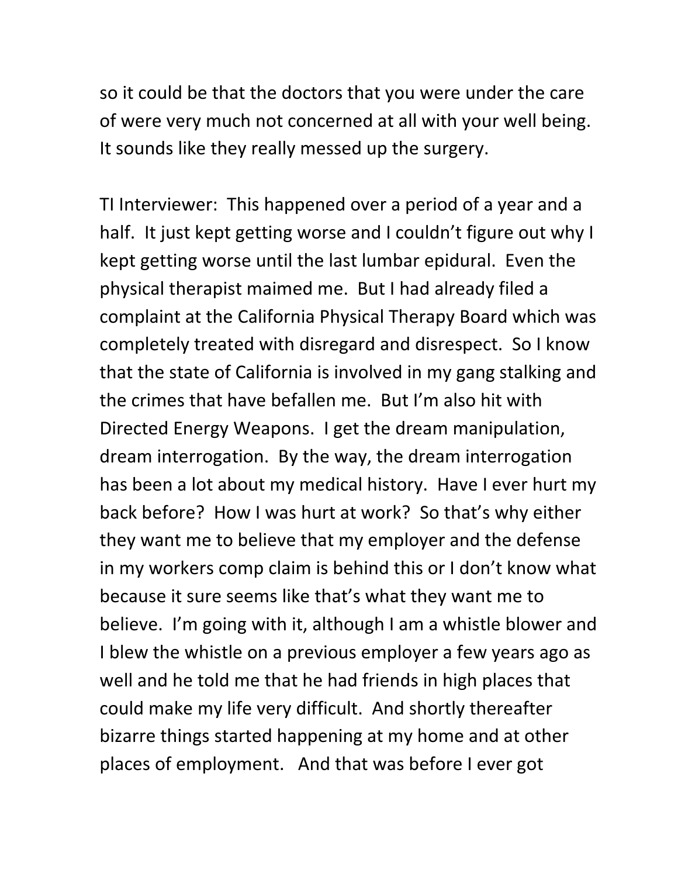so it could be that the doctors that you were under the care of were very much not concerned at all with your well being. It sounds like they really messed up the surgery.

TI Interviewer: This happened over a period of a year and a half. It just kept getting worse and I couldn't figure out why I kept getting worse until the last lumbar epidural. Even the physical therapist maimed me. But I had already filed a complaint at the California Physical Therapy Board which was completely treated with disregard and disrespect. So I know that the state of California is involved in my gang stalking and the crimes that have befallen me. But I'm also hit with Directed Energy Weapons. I get the dream manipulation, dream interrogation. By the way, the dream interrogation has been a lot about my medical history. Have I ever hurt my back before? How I was hurt at work? So that's why either they want me to believe that my employer and the defense in my workers comp claim is behind this or I don't know what because it sure seems like that's what they want me to believe. I'm going with it, although I am a whistle blower and I blew the whistle on a previous employer a few years ago as well and he told me that he had friends in high places that could make my life very difficult. And shortly thereafter bizarre things started happening at my home and at other places of employment. And that was before I ever got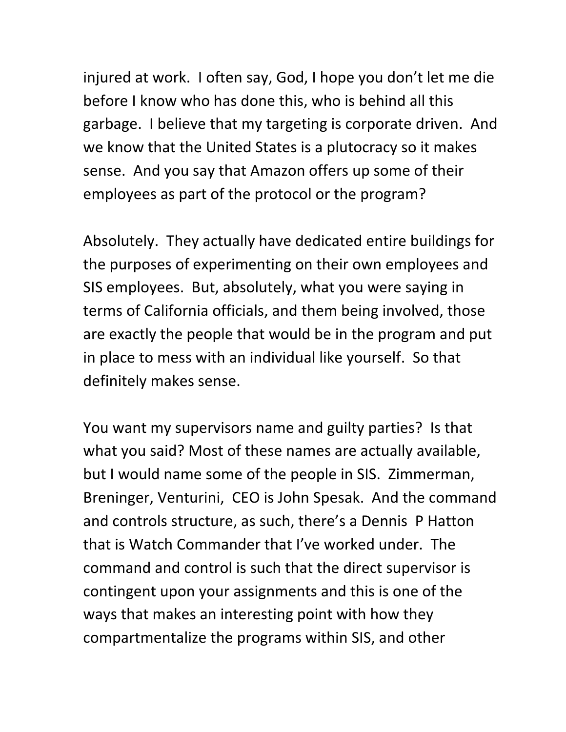injured at work. I often say, God, I hope you don't let me die before I know who has done this, who is behind all this garbage. I believe that my targeting is corporate driven. And we know that the United States is a plutocracy so it makes sense. And you say that Amazon offers up some of their employees as part of the protocol or the program?

Absolutely. They actually have dedicated entire buildings for the purposes of experimenting on their own employees and SIS employees. But, absolutely, what you were saying in terms of California officials, and them being involved, those are exactly the people that would be in the program and put in place to mess with an individual like yourself. So that definitely makes sense.

You want my supervisors name and guilty parties? Is that what you said? Most of these names are actually available, but I would name some of the people in SIS. Zimmerman, Breninger, Venturini, CEO is John Spesak. And the command and controls structure, as such, there's a Dennis P Hatton that is Watch Commander that I've worked under. The command and control is such that the direct supervisor is contingent upon your assignments and this is one of the ways that makes an interesting point with how they compartmentalize the programs within SIS, and other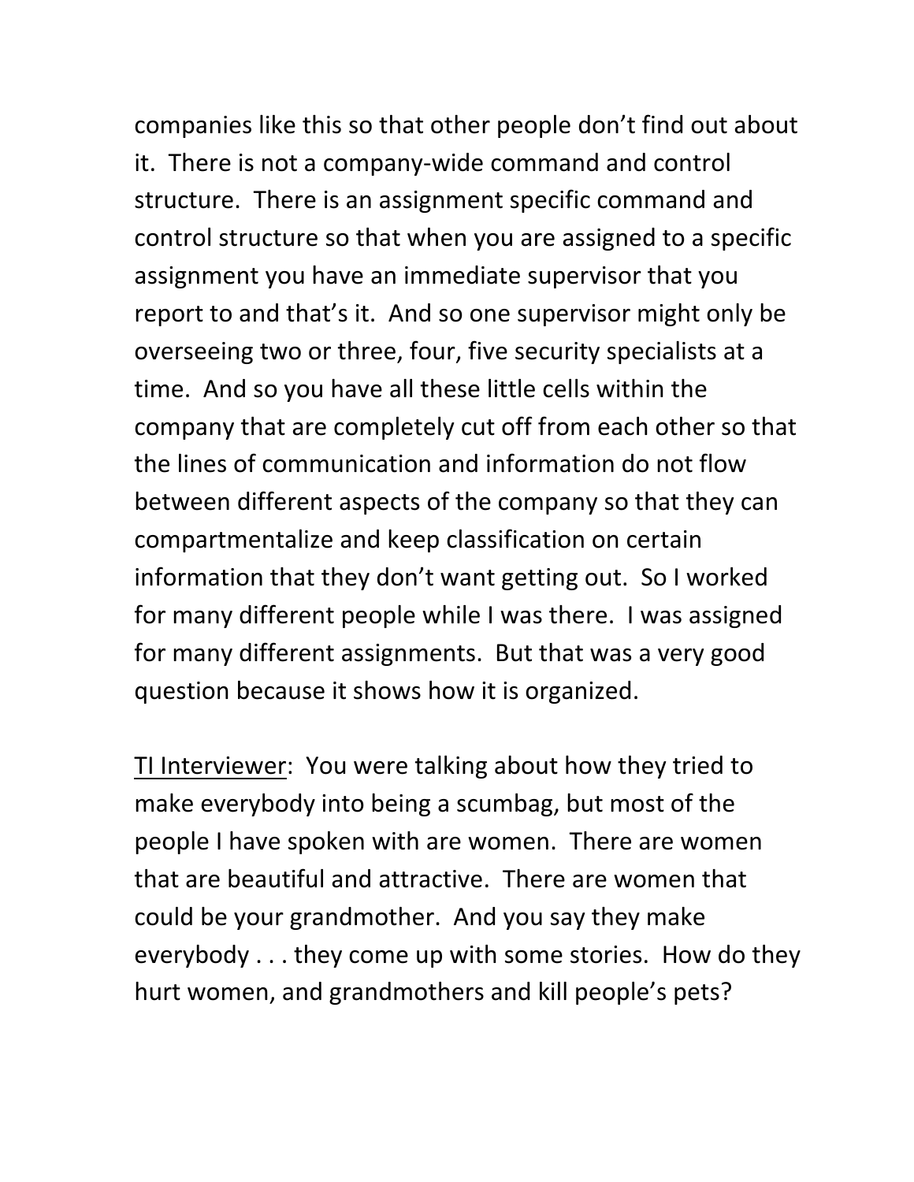companies like this so that other people don't find out about it. There is not a company-wide command and control structure. There is an assignment specific command and control structure so that when you are assigned to a specific assignment you have an immediate supervisor that you report to and that's it. And so one supervisor might only be overseeing two or three, four, five security specialists at a time. And so you have all these little cells within the company that are completely cut off from each other so that the lines of communication and information do not flow between different aspects of the company so that they can compartmentalize and keep classification on certain information that they don't want getting out. So I worked for many different people while I was there. I was assigned for many different assignments. But that was a very good question because it shows how it is organized.

<u>TI Interviewer</u>: You were talking about how they tried to make everybody into being a scumbag, but most of the people I have spoken with are women. There are women that are beautiful and attractive. There are women that could be your grandmother. And you say they make everybody . . . they come up with some stories. How do they hurt women, and grandmothers and kill people's pets?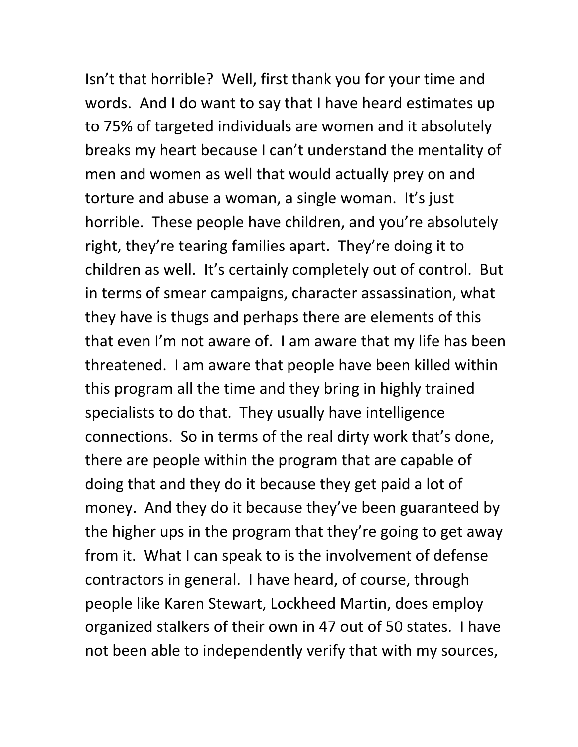Isn't that horrible? Well, first thank you for your time and words. And I do want to say that I have heard estimates up to 75% of targeted individuals are women and it absolutely breaks my heart because I can't understand the mentality of men and women as well that would actually prey on and torture and abuse a woman, a single woman. It's just horrible. These people have children, and you're absolutely right, they're tearing families apart. They're doing it to children as well. It's certainly completely out of control. But in terms of smear campaigns, character assassination, what they have is thugs and perhaps there are elements of this that even I'm not aware of. I am aware that my life has been threatened. I am aware that people have been killed within this program all the time and they bring in highly trained specialists to do that. They usually have intelligence connections. So in terms of the real dirty work that's done, there are people within the program that are capable of doing that and they do it because they get paid a lot of money. And they do it because they've been guaranteed by the higher ups in the program that they're going to get away from it. What I can speak to is the involvement of defense contractors in general. I have heard, of course, through people like Karen Stewart, Lockheed Martin, does employ organized stalkers of their own in 47 out of 50 states. I have not been able to independently verify that with my sources,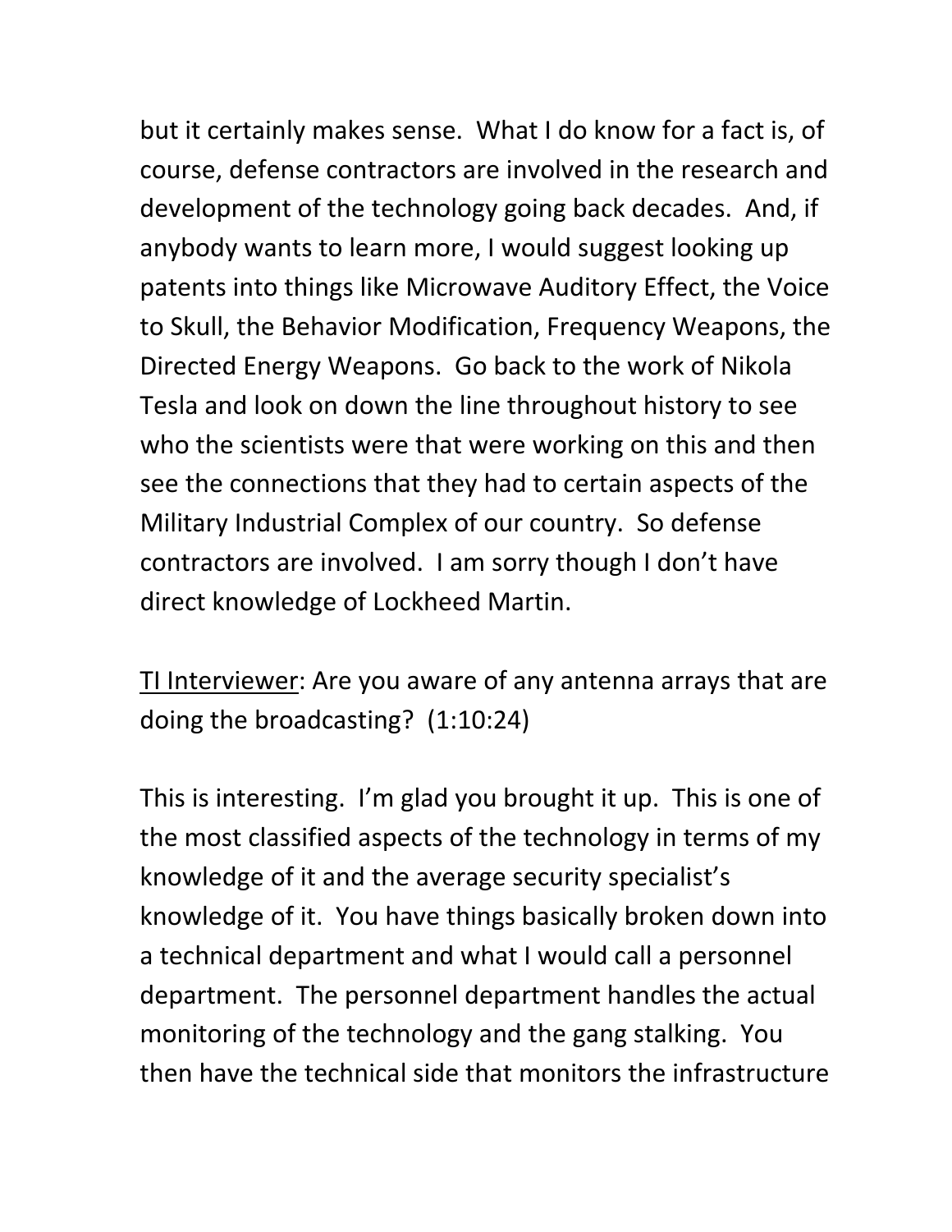but it certainly makes sense.  What I do know for a fact is, of course, defense contractors are involved in the research and development of the technology going back decades.  And, if anybody wants to learn more, I would suggest looking up patents into things like Microwave Auditory Effect, the Voice to Skull, the Behavior Modification, Frequency Weapons, the Directed Energy Weapons.  Go back to the work of Nikola Tesla and look on down the line throughout history to see who the scientists were that were working on this and then see the connections that they had to certain aspects of the Military Industrial Complex of our country.  So defense contractors are involved.  I am sorry though I don't have direct knowledge of Lockheed Martin.

<u>TI Interviewer</u>: Are you aware of any antenna arrays that are doing the broadcasting?  (1:10:24)

This is interesting.  I'm glad you brought it up.  This is one of the most classified aspects of the technology in terms of my knowledge of it and the average security specialist's knowledge of it.  You have things basically broken down into a technical department and what I would call a personnel department.  The personnel department handles the actual monitoring of the technology and the gang stalking.  You then have the technical side that monitors the infrastructure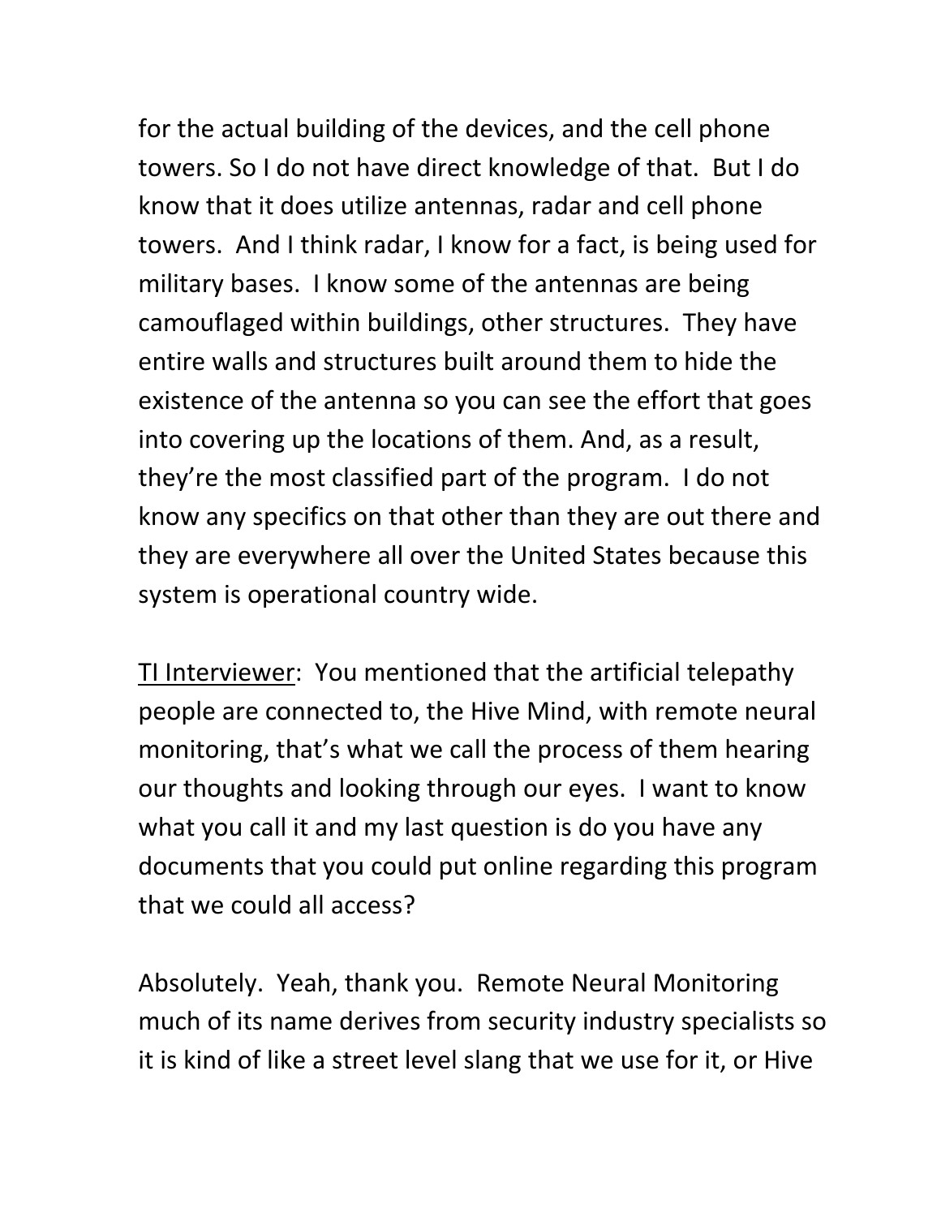for the actual building of the devices, and the cell phone towers. So I do not have direct knowledge of that. But I do know that it does utilize antennas, radar and cell phone towers. And I think radar, I know for a fact, is being used for military bases. I know some of the antennas are being camouflaged within buildings, other structures. They have entire walls and structures built around them to hide the existence of the antenna so you can see the effort that goes into covering up the locations of them. And, as a result, they're the most classified part of the program. I do not know any specifics on that other than they are out there and they are everywhere all over the United States because this system is operational country wide.

<u>TI Interviewer</u>: You mentioned that the artificial telepathy people are connected to, the Hive Mind, with remote neural monitoring, that's what we call the process of them hearing our thoughts and looking through our eyes. I want to know what you call it and my last question is do you have any documents that you could put online regarding this program that we could all access?

Absolutely. Yeah, thank you. Remote Neural Monitoring much of its name derives from security industry specialists so it is kind of like a street level slang that we use for it, or Hive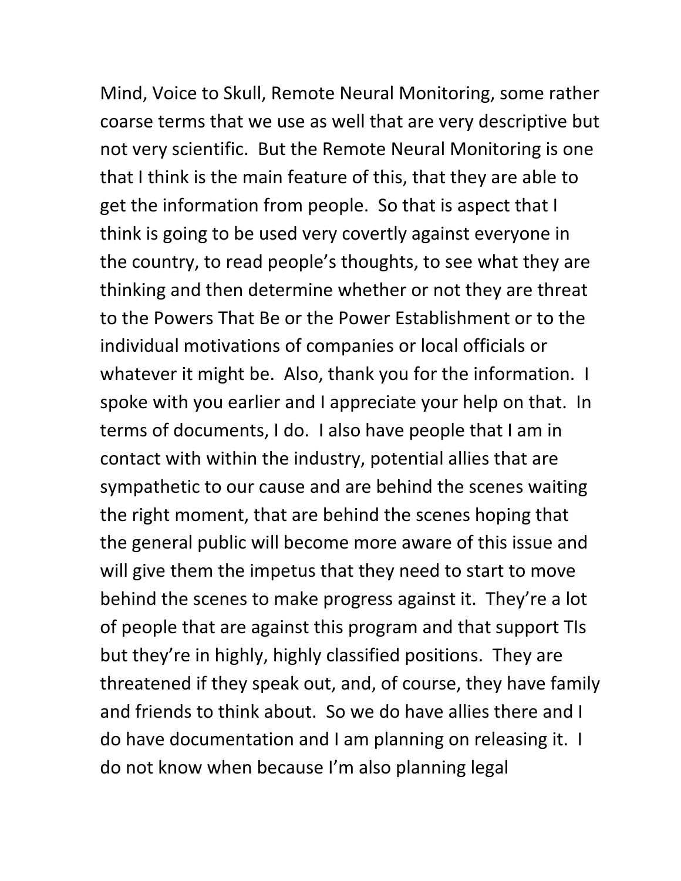Mind, Voice to Skull, Remote Neural Monitoring, some rather coarse terms that we use as well that are very descriptive but not very scientific. But the Remote Neural Monitoring is one that I think is the main feature of this, that they are able to get the information from people. So that is aspect that I think is going to be used very covertly against everyone in the country, to read people's thoughts, to see what they are thinking and then determine whether or not they are threat to the Powers That Be or the Power Establishment or to the individual motivations of companies or local officials or whatever it might be. Also, thank you for the information. I spoke with you earlier and I appreciate your help on that. In terms of documents, I do. I also have people that I am in contact with within the industry, potential allies that are sympathetic to our cause and are behind the scenes waiting the right moment, that are behind the scenes hoping that the general public will become more aware of this issue and will give them the impetus that they need to start to move behind the scenes to make progress against it. They're a lot of people that are against this program and that support TIs but they're in highly, highly classified positions. They are threatened if they speak out, and, of course, they have family and friends to think about. So we do have allies there and I do have documentation and I am planning on releasing it. I do not know when because I'm also planning legal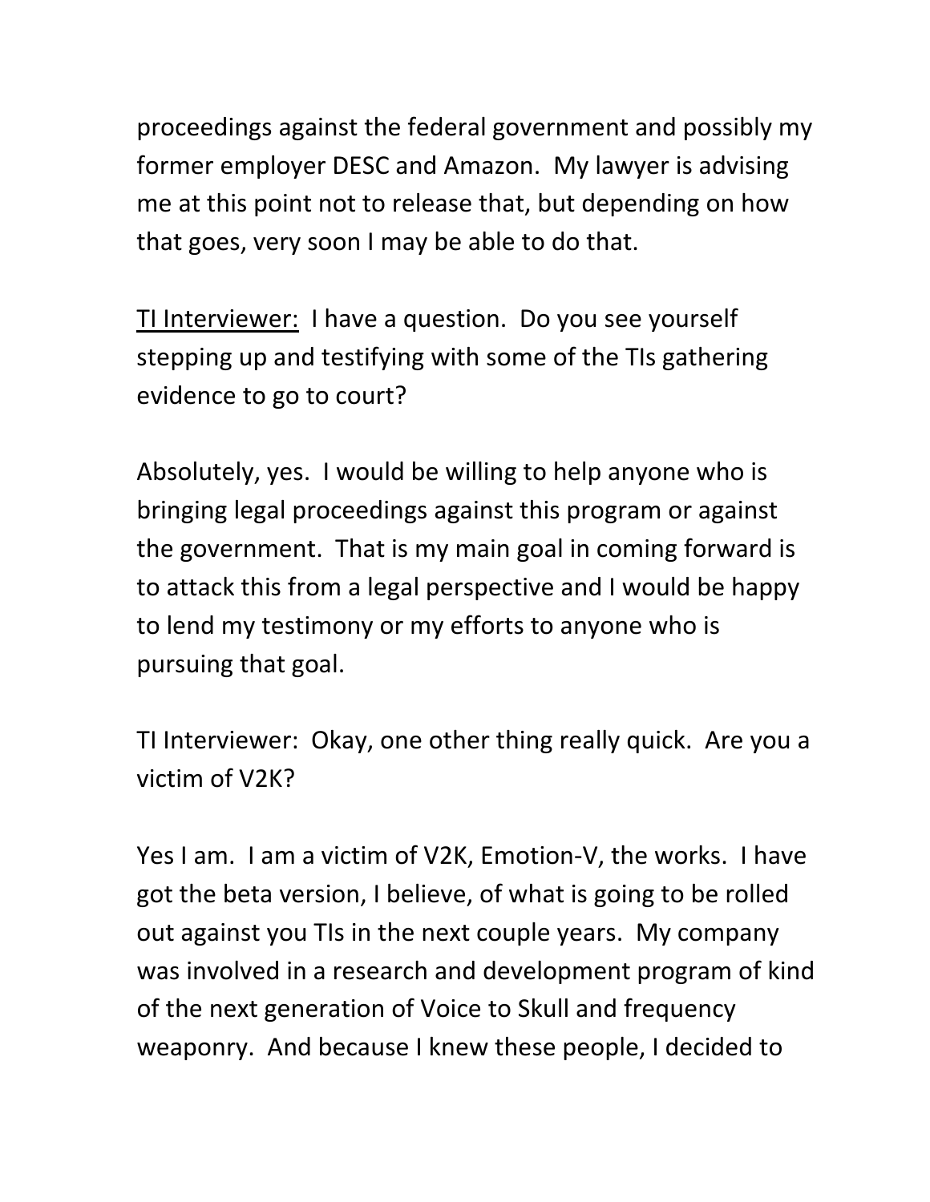proceedings against the federal government and possibly my former employer DESC and Amazon. My lawyer is advising me at this point not to release that, but depending on how that goes, very soon I may be able to do that.

<u>TI Interviewer:</u> I have a question. Do you see yourself stepping up and testifying with some of the TIs gathering evidence to go to court?

Absolutely, yes. I would be willing to help anyone who is bringing legal proceedings against this program or against the government. That is my main goal in coming forward is to attack this from a legal perspective and I would be happy to lend my testimony or my efforts to anyone who is pursuing that goal.

TI Interviewer: Okay, one other thing really quick. Are you a victim of V2K?

Yes I am. I am a victim of V2K, Emotion-V, the works. I have got the beta version, I believe, of what is going to be rolled out against you TIs in the next couple years. My company was involved in a research and development program of kind of the next generation of Voice to Skull and frequency weaponry. And because I knew these people, I decided to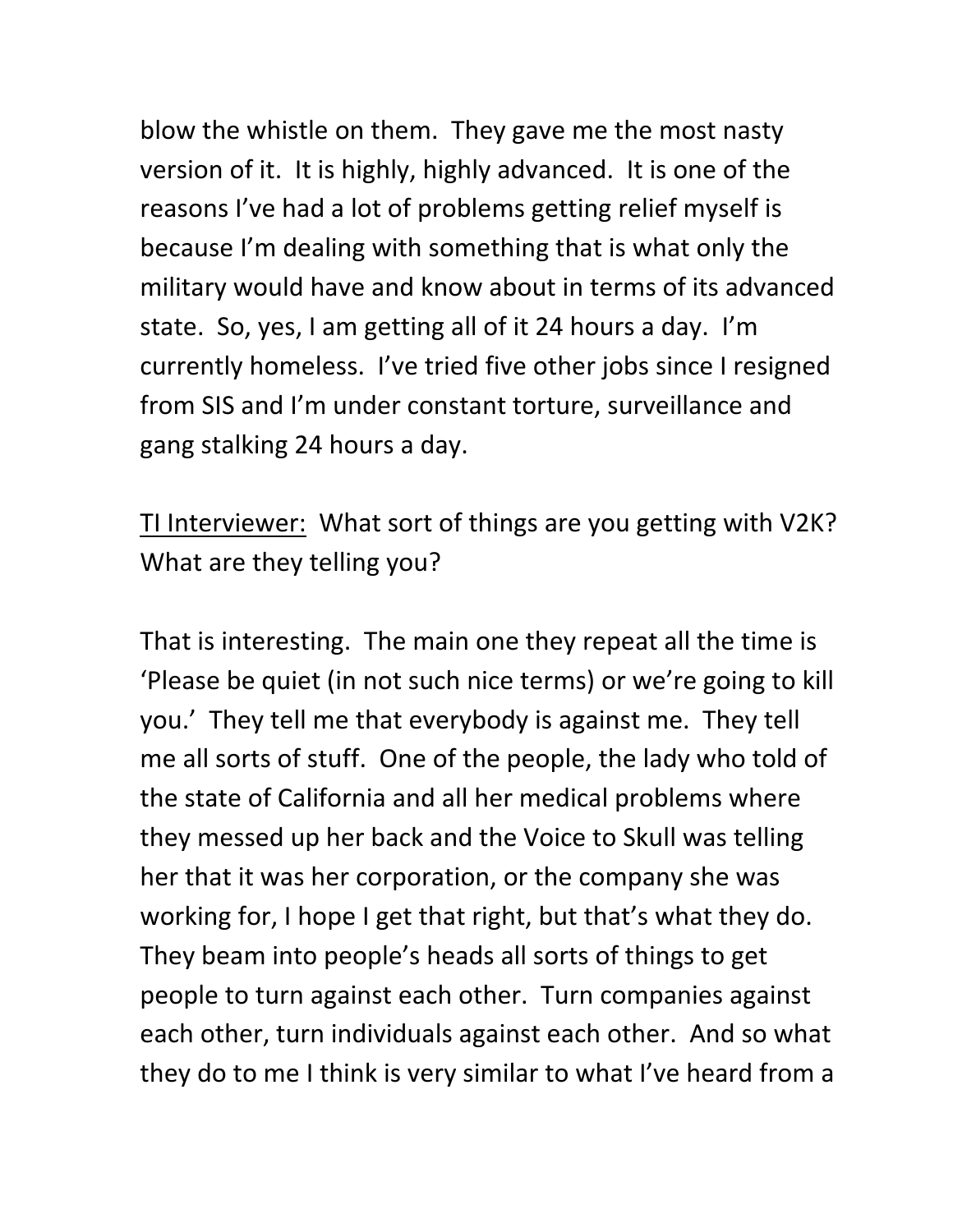blow the whistle on them. They gave me the most nasty version of it. It is highly, highly advanced. It is one of the reasons I've had a lot of problems getting relief myself is because I'm dealing with something that is what only the military would have and know about in terms of its advanced state. So, yes, I am getting all of it 24 hours a day. I'm currently homeless. I've tried five other jobs since I resigned from SIS and I'm under constant torture, surveillance and gang stalking 24 hours a day.

<u>TI Interviewer:</u> What sort of things are you getting with V2K? What are they telling you?

That is interesting. The main one they repeat all the time is 'Please be quiet (in not such nice terms) or we're going to kill you.' They tell me that everybody is against me. They tell me all sorts of stuff. One of the people, the lady who told of the state of California and all her medical problems where they messed up her back and the Voice to Skull was telling her that it was her corporation, or the company she was working for, I hope I get that right, but that's what they do. They beam into people's heads all sorts of things to get people to turn against each other. Turn companies against each other, turn individuals against each other. And so what they do to me I think is very similar to what I've heard from a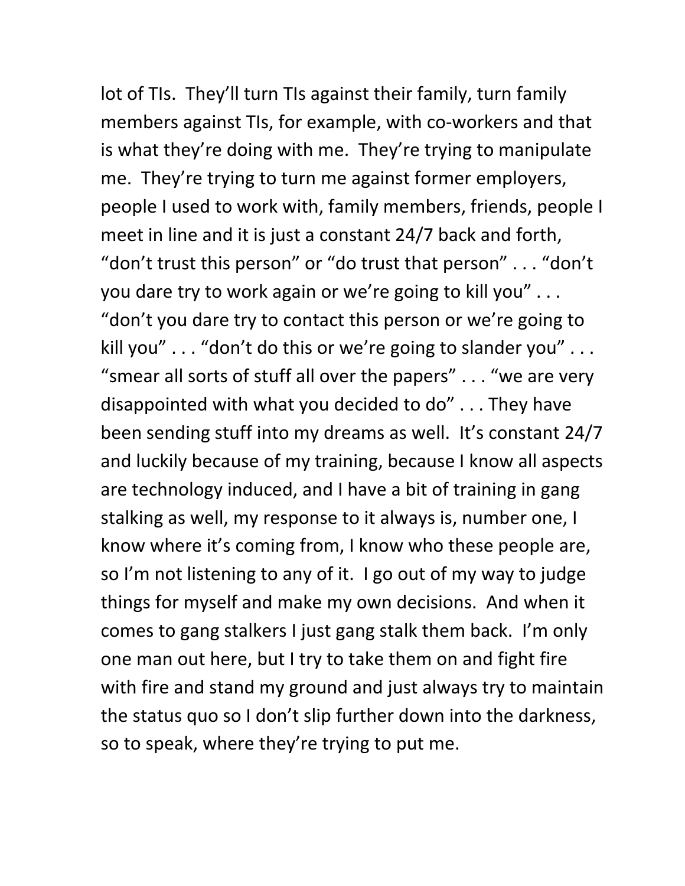lot of TIs. They'll turn TIs against their family, turn family members against TIs, for example, with co-workers and that is what they're doing with me. They're trying to manipulate me. They're trying to turn me against former employers, people I used to work with, family members, friends, people I meet in line and it is just a constant 24/7 back and forth, "don't trust this person" or "do trust that person" . . . "don't you dare try to work again or we're going to kill you" . . . "don't you dare try to contact this person or we're going to kill you" . . . "don't do this or we're going to slander you" . . . "smear all sorts of stuff all over the papers" . . . "we are very disappointed with what you decided to do" . . . They have been sending stuff into my dreams as well. It's constant 24/7 and luckily because of my training, because I know all aspects are technology induced, and I have a bit of training in gang stalking as well, my response to it always is, number one, I know where it's coming from, I know who these people are, so I'm not listening to any of it. I go out of my way to judge things for myself and make my own decisions. And when it comes to gang stalkers I just gang stalk them back. I'm only one man out here, but I try to take them on and fight fire with fire and stand my ground and just always try to maintain the status quo so I don't slip further down into the darkness, so to speak, where they're trying to put me.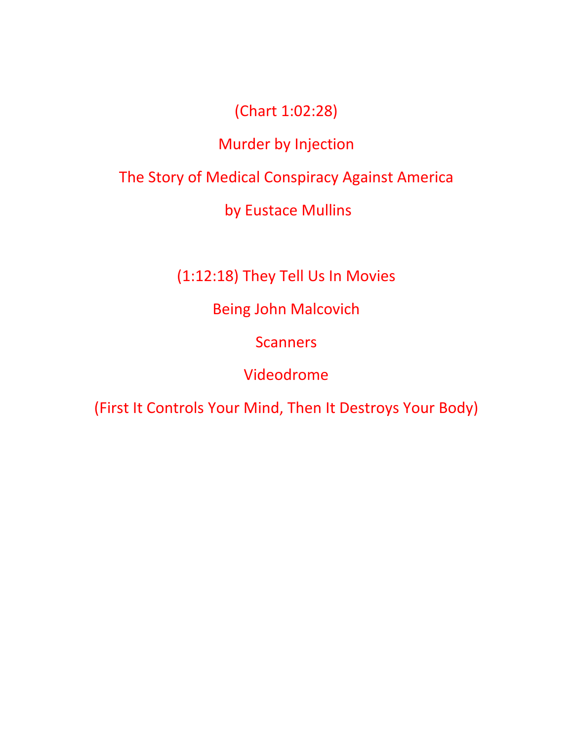(Chart 1:02:28)

Murder by Injection

The Story of Medical Conspiracy Against America

by Eustace Mullins

(1:12:18) They Tell Us In Movies

Being John Malcovich

Scanners

Videodrome

(First It Controls Your Mind, Then It Destroys Your Body)